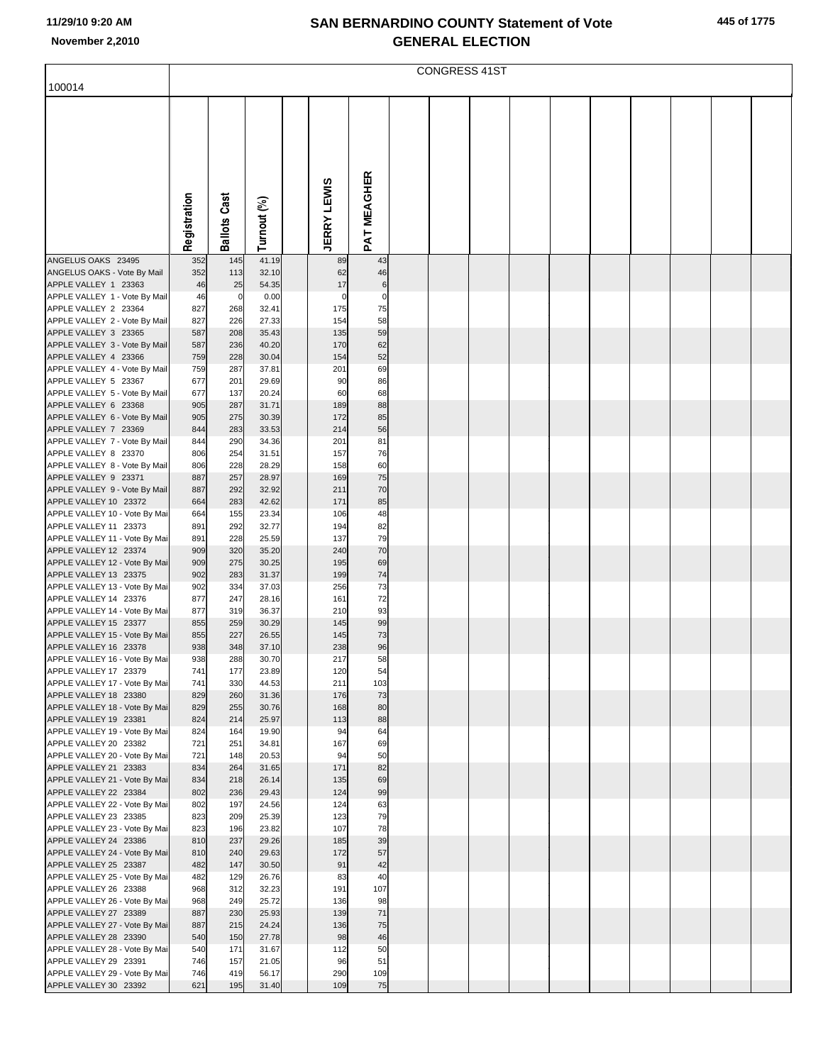# SAN BERNARDINO COUNTY Statement of Vote
## GENERAL ELECTION

11/29/10 9:20 AM
November 2,2010

100014

CONGRESS 41ST

| | Registration | Ballots Cast | Turnout (%) | JERRY LEWIS | PAT MEAGHER |
|---|---|---|---|---|---|
| ANGELUS OAKS 23495 | 352 | 145 | 41.19 | 89 | 43 |
| ANGELUS OAKS - Vote By Mail | 352 | 113 | 32.10 | 62 | 46 |
| APPLE VALLEY 1 23363 | 46 | 25 | 54.35 | 17 | 6 |
| APPLE VALLEY 1 - Vote By Mail | 46 | 0 | 0.00 | 0 | 0 |
| APPLE VALLEY 2 23364 | 827 | 268 | 32.41 | 175 | 75 |
| APPLE VALLEY 2 - Vote By Mail | 827 | 226 | 27.33 | 154 | 58 |
| APPLE VALLEY 3 23365 | 587 | 208 | 35.43 | 135 | 59 |
| APPLE VALLEY 3 - Vote By Mail | 587 | 236 | 40.20 | 170 | 62 |
| APPLE VALLEY 4 23366 | 759 | 228 | 30.04 | 154 | 52 |
| APPLE VALLEY 4 - Vote By Mail | 759 | 287 | 37.81 | 201 | 69 |
| APPLE VALLEY 5 23367 | 677 | 201 | 29.69 | 90 | 86 |
| APPLE VALLEY 5 - Vote By Mail | 677 | 137 | 20.24 | 60 | 68 |
| APPLE VALLEY 6 23368 | 905 | 287 | 31.71 | 189 | 88 |
| APPLE VALLEY 6 - Vote By Mail | 905 | 275 | 30.39 | 172 | 85 |
| APPLE VALLEY 7 23369 | 844 | 283 | 33.53 | 214 | 56 |
| APPLE VALLEY 7 - Vote By Mail | 844 | 290 | 34.36 | 201 | 81 |
| APPLE VALLEY 8 23370 | 806 | 254 | 31.51 | 157 | 76 |
| APPLE VALLEY 8 - Vote By Mail | 806 | 228 | 28.29 | 158 | 60 |
| APPLE VALLEY 9 23371 | 887 | 257 | 28.97 | 169 | 75 |
| APPLE VALLEY 9 - Vote By Mail | 887 | 292 | 32.92 | 211 | 70 |
| APPLE VALLEY 10 23372 | 664 | 283 | 42.62 | 171 | 85 |
| APPLE VALLEY 10 - Vote By Mai | 664 | 155 | 23.34 | 106 | 48 |
| APPLE VALLEY 11 23373 | 891 | 292 | 32.77 | 194 | 82 |
| APPLE VALLEY 11 - Vote By Mai | 891 | 228 | 25.59 | 137 | 79 |
| APPLE VALLEY 12 23374 | 909 | 320 | 35.20 | 240 | 70 |
| APPLE VALLEY 12 - Vote By Mai | 909 | 275 | 30.25 | 195 | 69 |
| APPLE VALLEY 13 23375 | 902 | 283 | 31.37 | 199 | 74 |
| APPLE VALLEY 13 - Vote By Mai | 902 | 334 | 37.03 | 256 | 73 |
| APPLE VALLEY 14 23376 | 877 | 247 | 28.16 | 161 | 72 |
| APPLE VALLEY 14 - Vote By Mai | 877 | 319 | 36.37 | 210 | 93 |
| APPLE VALLEY 15 23377 | 855 | 259 | 30.29 | 145 | 99 |
| APPLE VALLEY 15 - Vote By Mai | 855 | 227 | 26.55 | 145 | 73 |
| APPLE VALLEY 16 23378 | 938 | 348 | 37.10 | 238 | 96 |
| APPLE VALLEY 16 - Vote By Mai | 938 | 288 | 30.70 | 217 | 58 |
| APPLE VALLEY 17 23379 | 741 | 177 | 23.89 | 120 | 54 |
| APPLE VALLEY 17 - Vote By Mai | 741 | 330 | 44.53 | 211 | 103 |
| APPLE VALLEY 18 23380 | 829 | 260 | 31.36 | 176 | 73 |
| APPLE VALLEY 18 - Vote By Mai | 829 | 255 | 30.76 | 168 | 80 |
| APPLE VALLEY 19 23381 | 824 | 214 | 25.97 | 113 | 88 |
| APPLE VALLEY 19 - Vote By Mai | 824 | 164 | 19.90 | 94 | 64 |
| APPLE VALLEY 20 23382 | 721 | 251 | 34.81 | 167 | 69 |
| APPLE VALLEY 20 - Vote By Mai | 721 | 148 | 20.53 | 94 | 50 |
| APPLE VALLEY 21 23383 | 834 | 264 | 31.65 | 171 | 82 |
| APPLE VALLEY 21 - Vote By Mai | 834 | 218 | 26.14 | 135 | 69 |
| APPLE VALLEY 22 23384 | 802 | 236 | 29.43 | 124 | 99 |
| APPLE VALLEY 22 - Vote By Mai | 802 | 197 | 24.56 | 124 | 63 |
| APPLE VALLEY 23 23385 | 823 | 209 | 25.39 | 123 | 79 |
| APPLE VALLEY 23 - Vote By Mai | 823 | 196 | 23.82 | 107 | 78 |
| APPLE VALLEY 24 23386 | 810 | 237 | 29.26 | 185 | 39 |
| APPLE VALLEY 24 - Vote By Mai | 810 | 240 | 29.63 | 172 | 57 |
| APPLE VALLEY 25 23387 | 482 | 147 | 30.50 | 91 | 42 |
| APPLE VALLEY 25 - Vote By Mai | 482 | 129 | 26.76 | 83 | 40 |
| APPLE VALLEY 26 23388 | 968 | 312 | 32.23 | 191 | 107 |
| APPLE VALLEY 26 - Vote By Mai | 968 | 249 | 25.72 | 136 | 98 |
| APPLE VALLEY 27 23389 | 887 | 230 | 25.93 | 139 | 71 |
| APPLE VALLEY 27 - Vote By Mai | 887 | 215 | 24.24 | 136 | 75 |
| APPLE VALLEY 28 23390 | 540 | 150 | 27.78 | 98 | 46 |
| APPLE VALLEY 28 - Vote By Mai | 540 | 171 | 31.67 | 112 | 50 |
| APPLE VALLEY 29 23391 | 746 | 157 | 21.05 | 96 | 51 |
| APPLE VALLEY 29 - Vote By Mai | 746 | 419 | 56.17 | 290 | 109 |
| APPLE VALLEY 30 23392 | 621 | 195 | 31.40 | 109 | 75 |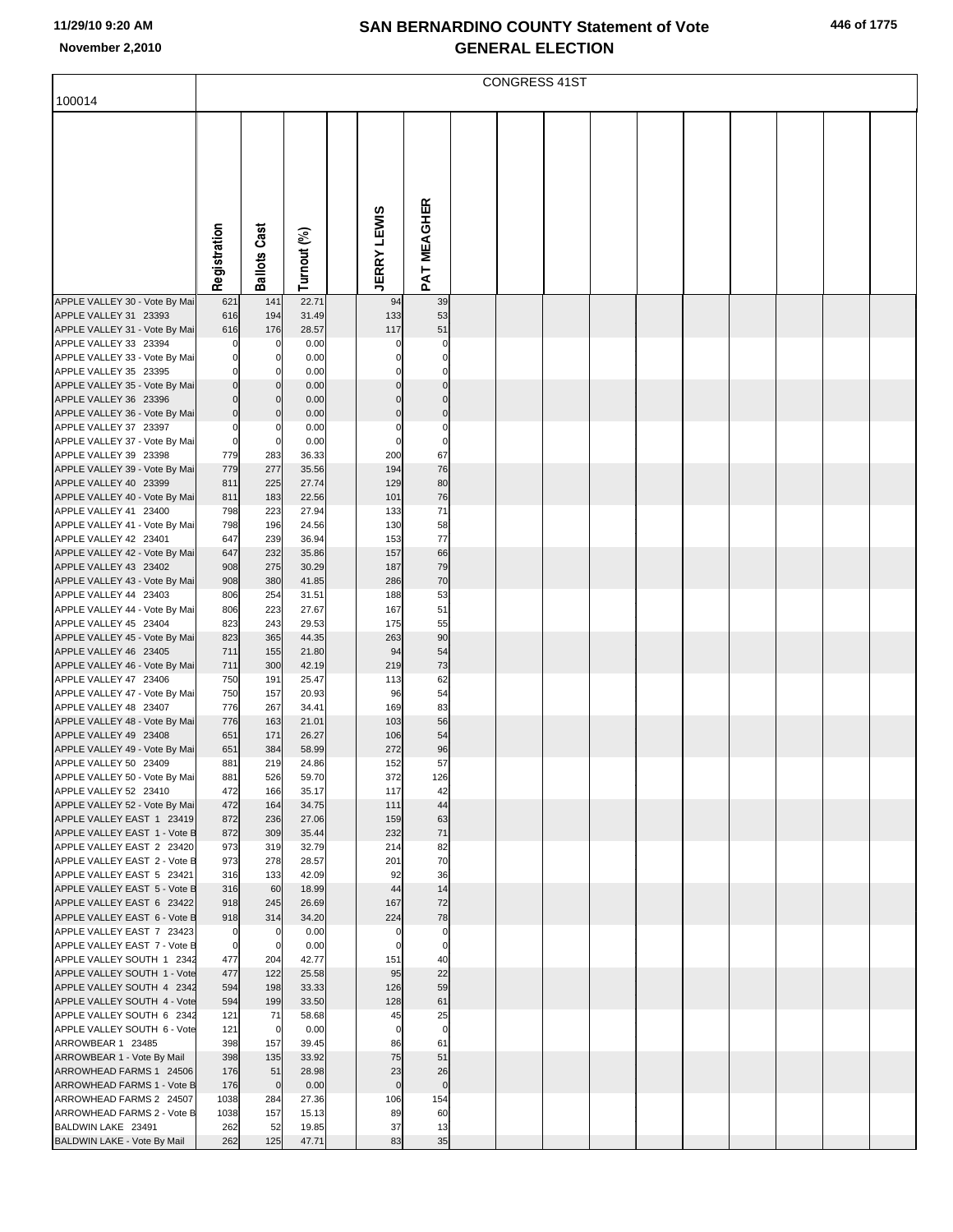## SAN BERNARDINO COUNTY Statement of Vote
## GENERAL ELECTION

11/29/10 9:20 AM
November 2,2010

| 100014 | CONGRESS 41ST | | | | | |
|---|---|---|---|---|---|---|
| | Registration | Ballots Cast | Turnout (%) | | JERRY LEWIS | PAT MEAGHER |
| APPLE VALLEY 30 - Vote By Mai | 621 | 141 | 22.71 | | 94 | 39 |
| APPLE VALLEY 31 23393 | 616 | 194 | 31.49 | | 133 | 53 |
| APPLE VALLEY 31 - Vote By Mai | 616 | 176 | 28.57 | | 117 | 51 |
| APPLE VALLEY 33 23394 | 0 | 0 | 0.00 | | 0 | 0 |
| APPLE VALLEY 33 - Vote By Mai | 0 | 0 | 0.00 | | 0 | 0 |
| APPLE VALLEY 35 23395 | 0 | 0 | 0.00 | | 0 | 0 |
| APPLE VALLEY 35 - Vote By Mai | 0 | 0 | 0.00 | | 0 | 0 |
| APPLE VALLEY 36 23396 | 0 | 0 | 0.00 | | 0 | 0 |
| APPLE VALLEY 36 - Vote By Mai | 0 | 0 | 0.00 | | 0 | 0 |
| APPLE VALLEY 37 23397 | 0 | 0 | 0.00 | | 0 | 0 |
| APPLE VALLEY 37 - Vote By Mai | 0 | 0 | 0.00 | | 0 | 0 |
| APPLE VALLEY 39 23398 | 779 | 283 | 36.33 | | 200 | 67 |
| APPLE VALLEY 39 - Vote By Mai | 779 | 277 | 35.56 | | 194 | 76 |
| APPLE VALLEY 40 23399 | 811 | 225 | 27.74 | | 129 | 80 |
| APPLE VALLEY 40 - Vote By Mai | 811 | 183 | 22.56 | | 101 | 76 |
| APPLE VALLEY 41 23400 | 798 | 223 | 27.94 | | 133 | 71 |
| APPLE VALLEY 41 - Vote By Mai | 798 | 196 | 24.56 | | 130 | 58 |
| APPLE VALLEY 42 23401 | 647 | 239 | 36.94 | | 153 | 77 |
| APPLE VALLEY 42 - Vote By Mai | 647 | 232 | 35.86 | | 157 | 66 |
| APPLE VALLEY 43 23402 | 908 | 275 | 30.29 | | 187 | 79 |
| APPLE VALLEY 43 - Vote By Mai | 908 | 380 | 41.85 | | 286 | 70 |
| APPLE VALLEY 44 23403 | 806 | 254 | 31.51 | | 188 | 53 |
| APPLE VALLEY 44 - Vote By Mai | 806 | 223 | 27.67 | | 167 | 51 |
| APPLE VALLEY 45 23404 | 823 | 243 | 29.53 | | 175 | 55 |
| APPLE VALLEY 45 - Vote By Mai | 823 | 365 | 44.35 | | 263 | 90 |
| APPLE VALLEY 46 23405 | 711 | 155 | 21.80 | | 94 | 54 |
| APPLE VALLEY 46 - Vote By Mai | 711 | 300 | 42.19 | | 219 | 73 |
| APPLE VALLEY 47 23406 | 750 | 191 | 25.47 | | 113 | 62 |
| APPLE VALLEY 47 - Vote By Mai | 750 | 157 | 20.93 | | 96 | 54 |
| APPLE VALLEY 48 23407 | 776 | 267 | 34.41 | | 169 | 83 |
| APPLE VALLEY 48 - Vote By Mai | 776 | 163 | 21.01 | | 103 | 56 |
| APPLE VALLEY 49 23408 | 651 | 171 | 26.27 | | 106 | 54 |
| APPLE VALLEY 49 - Vote By Mai | 651 | 384 | 58.99 | | 272 | 96 |
| APPLE VALLEY 50 23409 | 881 | 219 | 24.86 | | 152 | 57 |
| APPLE VALLEY 50 - Vote By Mai | 881 | 526 | 59.70 | | 372 | 126 |
| APPLE VALLEY 52 23410 | 472 | 166 | 35.17 | | 117 | 42 |
| APPLE VALLEY 52 - Vote By Mai | 472 | 164 | 34.75 | | 111 | 44 |
| APPLE VALLEY EAST 1 23419 | 872 | 236 | 27.06 | | 159 | 63 |
| APPLE VALLEY EAST 1 - Vote B | 872 | 309 | 35.44 | | 232 | 71 |
| APPLE VALLEY EAST 2 23420 | 973 | 319 | 32.79 | | 214 | 82 |
| APPLE VALLEY EAST 2 - Vote B | 973 | 278 | 28.57 | | 201 | 70 |
| APPLE VALLEY EAST 5 23421 | 316 | 133 | 42.09 | | 92 | 36 |
| APPLE VALLEY EAST 5 - Vote B | 316 | 60 | 18.99 | | 44 | 14 |
| APPLE VALLEY EAST 6 23422 | 918 | 245 | 26.69 | | 167 | 72 |
| APPLE VALLEY EAST 6 - Vote B | 918 | 314 | 34.20 | | 224 | 78 |
| APPLE VALLEY EAST 7 23423 | 0 | 0 | 0.00 | | 0 | 0 |
| APPLE VALLEY EAST 7 - Vote B | 0 | 0 | 0.00 | | 0 | 0 |
| APPLE VALLEY SOUTH 1 2342 | 477 | 204 | 42.77 | | 151 | 40 |
| APPLE VALLEY SOUTH 1 - Vote | 477 | 122 | 25.58 | | 95 | 22 |
| APPLE VALLEY SOUTH 4 2342 | 594 | 198 | 33.33 | | 126 | 59 |
| APPLE VALLEY SOUTH 4 - Vote | 594 | 199 | 33.50 | | 128 | 61 |
| APPLE VALLEY SOUTH 6 2342 | 121 | 71 | 58.68 | | 45 | 25 |
| APPLE VALLEY SOUTH 6 - Vote | 121 | 0 | 0.00 | | 0 | 0 |
| ARROWBEAR 1 23485 | 398 | 157 | 39.45 | | 86 | 61 |
| ARROWBEAR 1 - Vote By Mail | 398 | 135 | 33.92 | | 75 | 51 |
| ARROWHEAD FARMS 1 24506 | 176 | 51 | 28.98 | | 23 | 26 |
| ARROWHEAD FARMS 1 - Vote B | 176 | 0 | 0.00 | | 0 | 0 |
| ARROWHEAD FARMS 2 24507 | 1038 | 284 | 27.36 | | 106 | 154 |
| ARROWHEAD FARMS 2 - Vote B | 1038 | 157 | 15.13 | | 89 | 60 |
| BALDWIN LAKE 23491 | 262 | 52 | 19.85 | | 37 | 13 |
| BALDWIN LAKE - Vote By Mail | 262 | 125 | 47.71 | | 83 | 35 |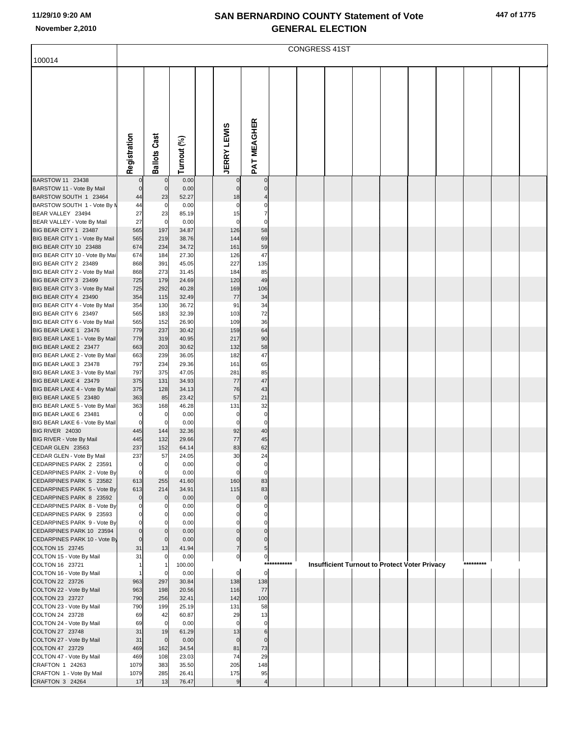# SAN BERNARDINO COUNTY Statement of Vote
## GENERAL ELECTION

11/29/10 9:20 AM
November 2,2010

100014

CONGRESS 41ST

| | Registration | Ballots Cast | Turnout (%) | | JERRY LEWIS | PAT MEAGHER |
|---|---|---|---|---|---|---|
| BARSTOW 11 23438 | 0 | 0 | 0.00 | | 0 | 0 |
| BARSTOW 11 - Vote By Mail | 0 | 0 | 0.00 | | 0 | 0 |
| BARSTOW SOUTH 1 23464 | 44 | 23 | 52.27 | | 18 | 4 |
| BARSTOW SOUTH 1 - Vote By M | 44 | 0 | 0.00 | | 0 | 0 |
| BEAR VALLEY 23494 | 27 | 23 | 85.19 | | 15 | 7 |
| BEAR VALLEY - Vote By Mail | 27 | 0 | 0.00 | | 0 | 0 |
| BIG BEAR CITY 1 23487 | 565 | 197 | 34.87 | | 126 | 58 |
| BIG BEAR CITY 1 - Vote By Mail | 565 | 219 | 38.76 | | 144 | 69 |
| BIG BEAR CITY 10 23488 | 674 | 234 | 34.72 | | 161 | 59 |
| BIG BEAR CITY 10 - Vote By Mai | 674 | 184 | 27.30 | | 126 | 47 |
| BIG BEAR CITY 2 23489 | 868 | 391 | 45.05 | | 227 | 135 |
| BIG BEAR CITY 2 - Vote By Mail | 868 | 273 | 31.45 | | 184 | 85 |
| BIG BEAR CITY 3 23499 | 725 | 179 | 24.69 | | 120 | 49 |
| BIG BEAR CITY 3 - Vote By Mail | 725 | 292 | 40.28 | | 169 | 106 |
| BIG BEAR CITY 4 23490 | 354 | 115 | 32.49 | | 77 | 34 |
| BIG BEAR CITY 4 - Vote By Mail | 354 | 130 | 36.72 | | 91 | 34 |
| BIG BEAR CITY 6 23497 | 565 | 183 | 32.39 | | 103 | 72 |
| BIG BEAR CITY 6 - Vote By Mail | 565 | 152 | 26.90 | | 109 | 36 |
| BIG BEAR LAKE 1 23476 | 779 | 237 | 30.42 | | 159 | 64 |
| BIG BEAR LAKE 1 - Vote By Mail | 779 | 319 | 40.95 | | 217 | 90 |
| BIG BEAR LAKE 2 23477 | 663 | 203 | 30.62 | | 132 | 58 |
| BIG BEAR LAKE 2 - Vote By Mail | 663 | 239 | 36.05 | | 182 | 47 |
| BIG BEAR LAKE 3 23478 | 797 | 234 | 29.36 | | 161 | 65 |
| BIG BEAR LAKE 3 - Vote By Mail | 797 | 375 | 47.05 | | 281 | 85 |
| BIG BEAR LAKE 4 23479 | 375 | 131 | 34.93 | | 77 | 47 |
| BIG BEAR LAKE 4 - Vote By Mail | 375 | 128 | 34.13 | | 76 | 43 |
| BIG BEAR LAKE 5 23480 | 363 | 85 | 23.42 | | 57 | 21 |
| BIG BEAR LAKE 5 - Vote By Mail | 363 | 168 | 46.28 | | 131 | 32 |
| BIG BEAR LAKE 6 23481 | 0 | 0 | 0.00 | | 0 | 0 |
| BIG BEAR LAKE 6 - Vote By Mail | 0 | 0 | 0.00 | | 0 | 0 |
| BIG RIVER 24030 | 445 | 144 | 32.36 | | 92 | 40 |
| BIG RIVER - Vote By Mail | 445 | 132 | 29.66 | | 77 | 45 |
| CEDAR GLEN 23563 | 237 | 152 | 64.14 | | 83 | 62 |
| CEDAR GLEN - Vote By Mail | 237 | 57 | 24.05 | | 30 | 24 |
| CEDARPINES PARK 2 23591 | 0 | 0 | 0.00 | | 0 | 0 |
| CEDARPINES PARK 2 - Vote By | 0 | 0 | 0.00 | | 0 | 0 |
| CEDARPINES PARK 5 23582 | 613 | 255 | 41.60 | | 160 | 83 |
| CEDARPINES PARK 5 - Vote By | 613 | 214 | 34.91 | | 115 | 83 |
| CEDARPINES PARK 8 23592 | 0 | 0 | 0.00 | | 0 | 0 |
| CEDARPINES PARK 8 - Vote By | 0 | 0 | 0.00 | | 0 | 0 |
| CEDARPINES PARK 9 23593 | 0 | 0 | 0.00 | | 0 | 0 |
| CEDARPINES PARK 9 - Vote By | 0 | 0 | 0.00 | | 0 | 0 |
| CEDARPINES PARK 10 23594 | 0 | 0 | 0.00 | | 0 | 0 |
| CEDARPINES PARK 10 - Vote By | 0 | 0 | 0.00 | | 0 | 0 |
| COLTON 15 23745 | 31 | 13 | 41.94 | | 7 | 5 |
| COLTON 15 - Vote By Mail | 31 | 0 | 0.00 | | 0 | 0 |
| COLTON 16 23721 | 1 | 1 | 100.00 | | *********** Insufficient Turnout to Protect Voter Privacy ********* | |
| COLTON 16 - Vote By Mail | 1 | 0 | 0.00 | | 0 | 0 |
| COLTON 22 23726 | 963 | 297 | 30.84 | | 138 | 138 |
| COLTON 22 - Vote By Mail | 963 | 198 | 20.56 | | 116 | 77 |
| COLTON 23 23727 | 790 | 256 | 32.41 | | 142 | 100 |
| COLTON 23 - Vote By Mail | 790 | 199 | 25.19 | | 131 | 58 |
| COLTON 24 23728 | 69 | 42 | 60.87 | | 29 | 13 |
| COLTON 24 - Vote By Mail | 69 | 0 | 0.00 | | 0 | 0 |
| COLTON 27 23748 | 31 | 19 | 61.29 | | 13 | 6 |
| COLTON 27 - Vote By Mail | 31 | 0 | 0.00 | | 0 | 0 |
| COLTON 47 23729 | 469 | 162 | 34.54 | | 81 | 73 |
| COLTON 47 - Vote By Mail | 469 | 108 | 23.03 | | 74 | 29 |
| CRAFTON 1 24263 | 1079 | 383 | 35.50 | | 205 | 148 |
| CRAFTON 1 - Vote By Mail | 1079 | 285 | 26.41 | | 175 | 95 |
| CRAFTON 3 24264 | 17 | 13 | 76.47 | | 9 | 4 |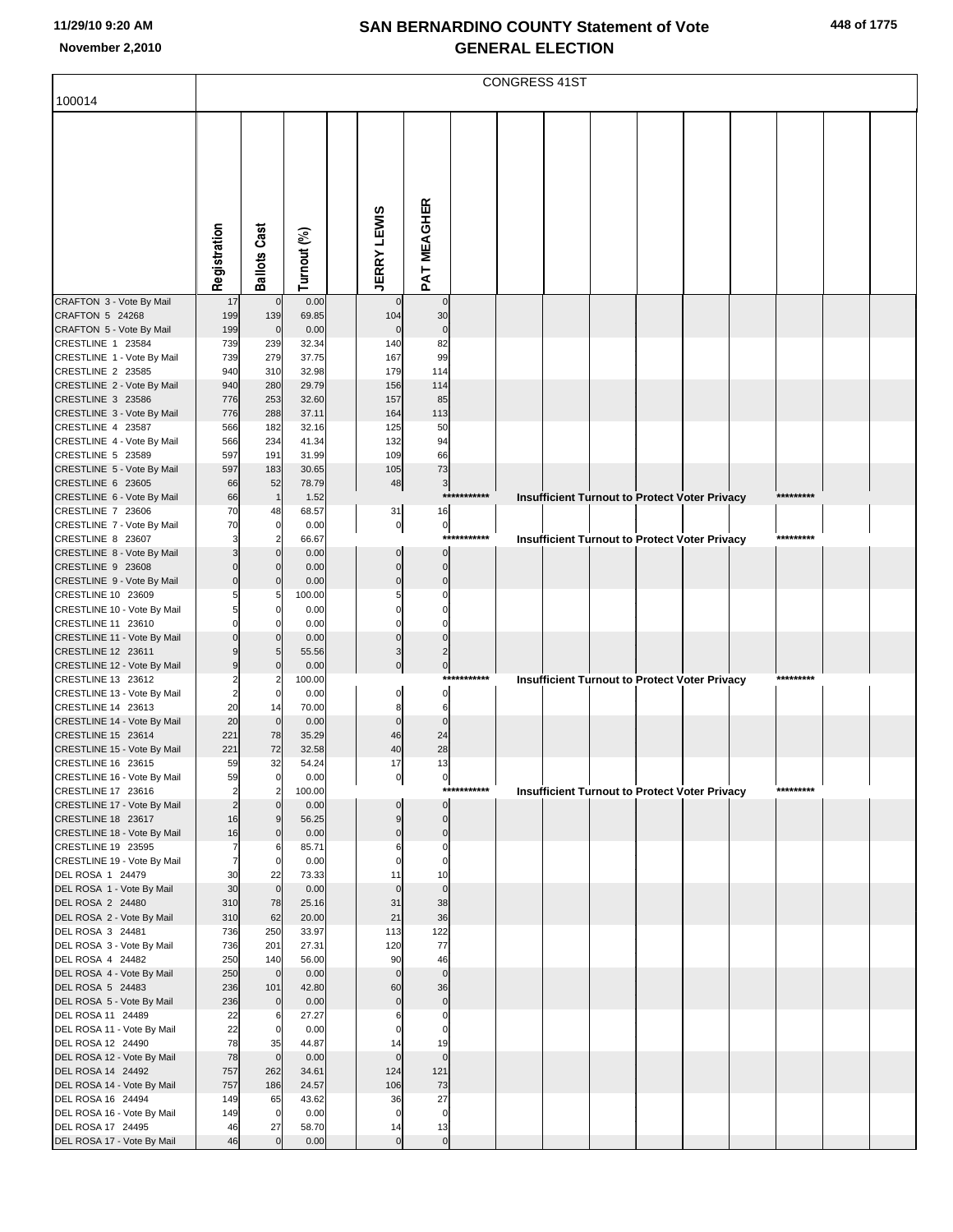# SAN BERNARDINO COUNTY Statement of Vote
## GENERAL ELECTION

11/29/10 9:20 AM
November 2,2010

CONGRESS 41ST

100014

| | Registration | Ballots Cast | Turnout (%) | JERRY LEWIS | PAT MEAGHER |
|---|---|---|---|---|---|
| CRAFTON 3 - Vote By Mail | 17 | 0 | 0.00 | 0 | 0 |
| CRAFTON 5 24268 | 199 | 139 | 69.85 | 104 | 30 |
| CRAFTON 5 - Vote By Mail | 199 | 0 | 0.00 | 0 | 0 |
| CRESTLINE 1 23584 | 739 | 239 | 32.34 | 140 | 82 |
| CRESTLINE 1 - Vote By Mail | 739 | 279 | 37.75 | 167 | 99 |
| CRESTLINE 2 23585 | 940 | 310 | 32.98 | 179 | 114 |
| CRESTLINE 2 - Vote By Mail | 940 | 280 | 29.79 | 156 | 114 |
| CRESTLINE 3 23586 | 776 | 253 | 32.60 | 157 | 85 |
| CRESTLINE 3 - Vote By Mail | 776 | 288 | 37.11 | 164 | 113 |
| CRESTLINE 4 23587 | 566 | 182 | 32.16 | 125 | 50 |
| CRESTLINE 4 - Vote By Mail | 566 | 234 | 41.34 | 132 | 94 |
| CRESTLINE 5 23589 | 597 | 191 | 31.99 | 109 | 66 |
| CRESTLINE 5 - Vote By Mail | 597 | 183 | 30.65 | 105 | 73 |
| CRESTLINE 6 23605 | 66 | 52 | 78.79 | 48 | 3 |
| CRESTLINE 6 - Vote By Mail | 66 | 1 | 1.52 | *********** Insufficient Turnout to Protect Voter Privacy ********* | |
| CRESTLINE 7 23606 | 70 | 48 | 68.57 | 31 | 16 |
| CRESTLINE 7 - Vote By Mail | 70 | 0 | 0.00 | 0 | 0 |
| CRESTLINE 8 23607 | 3 | 2 | 66.67 | *********** Insufficient Turnout to Protect Voter Privacy ********* | |
| CRESTLINE 8 - Vote By Mail | 3 | 0 | 0.00 | 0 | 0 |
| CRESTLINE 9 23608 | 0 | 0 | 0.00 | 0 | 0 |
| CRESTLINE 9 - Vote By Mail | 0 | 0 | 0.00 | 0 | 0 |
| CRESTLINE 10 23609 | 5 | 5 | 100.00 | 5 | 0 |
| CRESTLINE 10 - Vote By Mail | 5 | 0 | 0.00 | 0 | 0 |
| CRESTLINE 11 23610 | 0 | 0 | 0.00 | 0 | 0 |
| CRESTLINE 11 - Vote By Mail | 0 | 0 | 0.00 | 0 | 0 |
| CRESTLINE 12 23611 | 9 | 5 | 55.56 | 3 | 2 |
| CRESTLINE 12 - Vote By Mail | 9 | 0 | 0.00 | 0 | 0 |
| CRESTLINE 13 23612 | 2 | 2 | 100.00 | *********** Insufficient Turnout to Protect Voter Privacy ********* | |
| CRESTLINE 13 - Vote By Mail | 2 | 0 | 0.00 | 0 | 0 |
| CRESTLINE 14 23613 | 20 | 14 | 70.00 | 8 | 6 |
| CRESTLINE 14 - Vote By Mail | 20 | 0 | 0.00 | 0 | 0 |
| CRESTLINE 15 23614 | 221 | 78 | 35.29 | 46 | 24 |
| CRESTLINE 15 - Vote By Mail | 221 | 72 | 32.58 | 40 | 28 |
| CRESTLINE 16 23615 | 59 | 32 | 54.24 | 17 | 13 |
| CRESTLINE 16 - Vote By Mail | 59 | 0 | 0.00 | 0 | 0 |
| CRESTLINE 17 23616 | 2 | 2 | 100.00 | *********** Insufficient Turnout to Protect Voter Privacy ********* | |
| CRESTLINE 17 - Vote By Mail | 2 | 0 | 0.00 | 0 | 0 |
| CRESTLINE 18 23617 | 16 | 9 | 56.25 | 9 | 0 |
| CRESTLINE 18 - Vote By Mail | 16 | 0 | 0.00 | 0 | 0 |
| CRESTLINE 19 23595 | 7 | 6 | 85.71 | 6 | 0 |
| CRESTLINE 19 - Vote By Mail | 7 | 0 | 0.00 | 0 | 0 |
| DEL ROSA 1 24479 | 30 | 22 | 73.33 | 11 | 10 |
| DEL ROSA 1 - Vote By Mail | 30 | 0 | 0.00 | 0 | 0 |
| DEL ROSA 2 24480 | 310 | 78 | 25.16 | 31 | 38 |
| DEL ROSA 2 - Vote By Mail | 310 | 62 | 20.00 | 21 | 36 |
| DEL ROSA 3 24481 | 736 | 250 | 33.97 | 113 | 122 |
| DEL ROSA 3 - Vote By Mail | 736 | 201 | 27.31 | 120 | 77 |
| DEL ROSA 4 24482 | 250 | 140 | 56.00 | 90 | 46 |
| DEL ROSA 4 - Vote By Mail | 250 | 0 | 0.00 | 0 | 0 |
| DEL ROSA 5 24483 | 236 | 101 | 42.80 | 60 | 36 |
| DEL ROSA 5 - Vote By Mail | 236 | 0 | 0.00 | 0 | 0 |
| DEL ROSA 11 24489 | 22 | 6 | 27.27 | 6 | 0 |
| DEL ROSA 11 - Vote By Mail | 22 | 0 | 0.00 | 0 | 0 |
| DEL ROSA 12 24490 | 78 | 35 | 44.87 | 14 | 19 |
| DEL ROSA 12 - Vote By Mail | 78 | 0 | 0.00 | 0 | 0 |
| DEL ROSA 14 24492 | 757 | 262 | 34.61 | 124 | 121 |
| DEL ROSA 14 - Vote By Mail | 757 | 186 | 24.57 | 106 | 73 |
| DEL ROSA 16 24494 | 149 | 65 | 43.62 | 36 | 27 |
| DEL ROSA 16 - Vote By Mail | 149 | 0 | 0.00 | 0 | 0 |
| DEL ROSA 17 24495 | 46 | 27 | 58.70 | 14 | 13 |
| DEL ROSA 17 - Vote By Mail | 46 | 0 | 0.00 | 0 | 0 |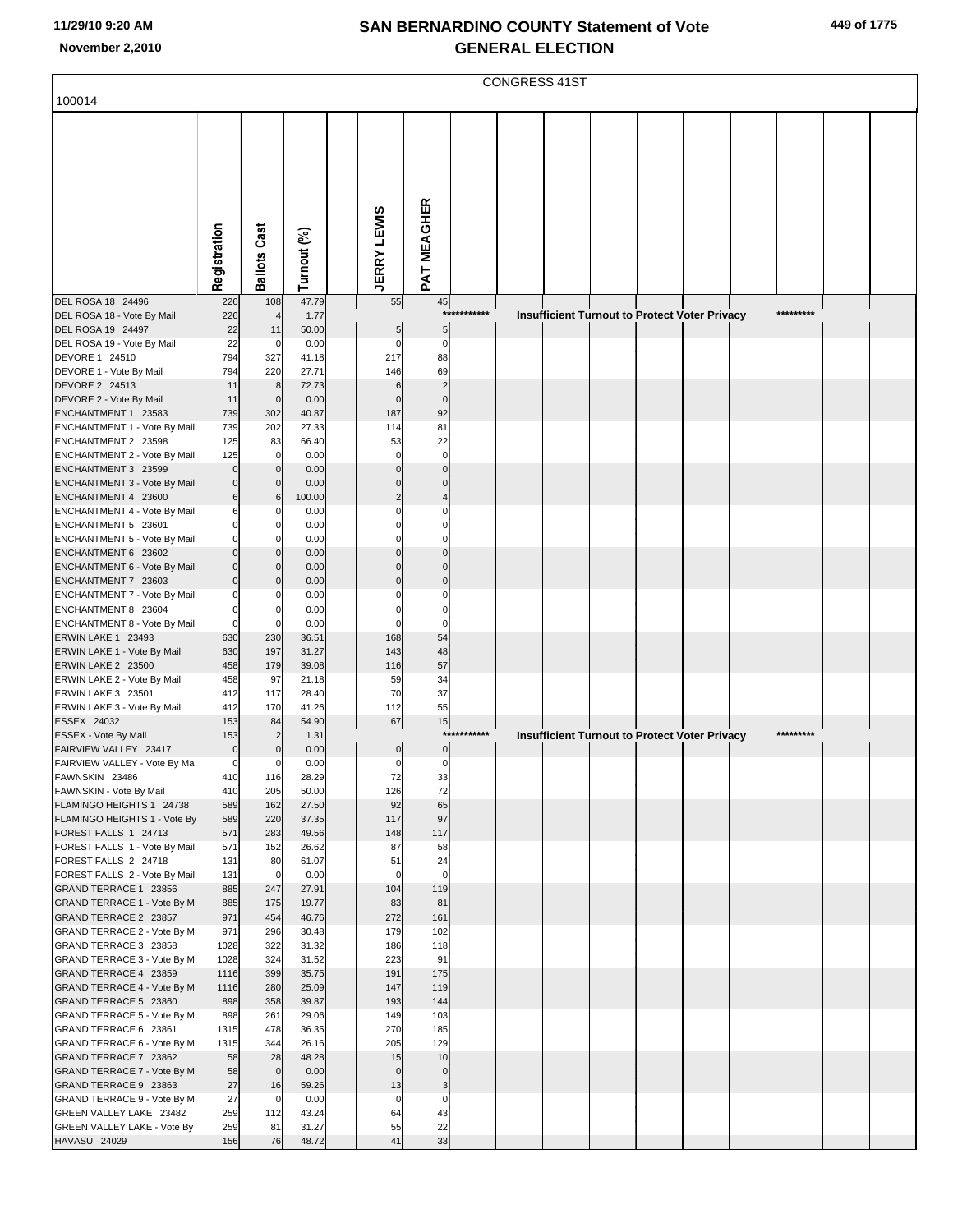# SAN BERNARDINO COUNTY Statement of Vote
## GENERAL ELECTION

November 2,2010

CONGRESS 41ST

100014

| | Registration | Ballots Cast | Turnout (%) | | JERRY LEWIS | PAT MEAGHER | | | | | | | | | | |
|---|---|---|---|---|---|---|---|---|---|---|---|---|---|---|---|---|
| DEL ROSA 18 24496 | 226 | 108 | 47.79 | | 55 | 45 | | | | | | | | | | |
| DEL ROSA 18 - Vote By Mail | 226 | 4 | 1.77 | | | *********** | | Insufficient Turnout to Protect Voter Privacy | | | | | | ********* | | |
| DEL ROSA 19 24497 | 22 | 11 | 50.00 | | 5 | 5 | | | | | | | | | | |
| DEL ROSA 19 - Vote By Mail | 22 | 0 | 0.00 | | 0 | 0 | | | | | | | | | | |
| DEVORE 1 24510 | 794 | 327 | 41.18 | | 217 | 88 | | | | | | | | | | |
| DEVORE 1 - Vote By Mail | 794 | 220 | 27.71 | | 146 | 69 | | | | | | | | | | |
| DEVORE 2 24513 | 11 | 8 | 72.73 | | 6 | 2 | | | | | | | | | | |
| DEVORE 2 - Vote By Mail | 11 | 0 | 0.00 | | 0 | 0 | | | | | | | | | | |
| ENCHANTMENT 1 23583 | 739 | 302 | 40.87 | | 187 | 92 | | | | | | | | | | |
| ENCHANTMENT 1 - Vote By Mail | 739 | 202 | 27.33 | | 114 | 81 | | | | | | | | | | |
| ENCHANTMENT 2 23598 | 125 | 83 | 66.40 | | 53 | 22 | | | | | | | | | | |
| ENCHANTMENT 2 - Vote By Mail | 125 | 0 | 0.00 | | 0 | 0 | | | | | | | | | | |
| ENCHANTMENT 3 23599 | 0 | 0 | 0.00 | | 0 | 0 | | | | | | | | | | |
| ENCHANTMENT 3 - Vote By Mail | 0 | 0 | 0.00 | | 0 | 0 | | | | | | | | | | |
| ENCHANTMENT 4 23600 | 6 | 6 | 100.00 | | 2 | 4 | | | | | | | | | | |
| ENCHANTMENT 4 - Vote By Mail | 6 | 0 | 0.00 | | 0 | 0 | | | | | | | | | | |
| ENCHANTMENT 5 23601 | 0 | 0 | 0.00 | | 0 | 0 | | | | | | | | | | |
| ENCHANTMENT 5 - Vote By Mail | 0 | 0 | 0.00 | | 0 | 0 | | | | | | | | | | |
| ENCHANTMENT 6 23602 | 0 | 0 | 0.00 | | 0 | 0 | | | | | | | | | | |
| ENCHANTMENT 6 - Vote By Mail | 0 | 0 | 0.00 | | 0 | 0 | | | | | | | | | | |
| ENCHANTMENT 7 23603 | 0 | 0 | 0.00 | | 0 | 0 | | | | | | | | | | |
| ENCHANTMENT 7 - Vote By Mail | 0 | 0 | 0.00 | | 0 | 0 | | | | | | | | | | |
| ENCHANTMENT 8 23604 | 0 | 0 | 0.00 | | 0 | 0 | | | | | | | | | | |
| ENCHANTMENT 8 - Vote By Mail | 0 | 0 | 0.00 | | 0 | 0 | | | | | | | | | | |
| ERWIN LAKE 1 23493 | 630 | 230 | 36.51 | | 168 | 54 | | | | | | | | | | |
| ERWIN LAKE 1 - Vote By Mail | 630 | 197 | 31.27 | | 143 | 48 | | | | | | | | | | |
| ERWIN LAKE 2 23500 | 458 | 179 | 39.08 | | 116 | 57 | | | | | | | | | | |
| ERWIN LAKE 2 - Vote By Mail | 458 | 97 | 21.18 | | 59 | 34 | | | | | | | | | | |
| ERWIN LAKE 3 23501 | 412 | 117 | 28.40 | | 70 | 37 | | | | | | | | | | |
| ERWIN LAKE 3 - Vote By Mail | 412 | 170 | 41.26 | | 112 | 55 | | | | | | | | | | |
| ESSEX 24032 | 153 | 84 | 54.90 | | 67 | 15 | | | | | | | | | | |
| ESSEX - Vote By Mail | 153 | 2 | 1.31 | | | *********** | | Insufficient Turnout to Protect Voter Privacy | | | | | | ********* | | |
| FAIRVIEW VALLEY 23417 | 0 | 0 | 0.00 | | 0 | 0 | | | | | | | | | | |
| FAIRVIEW VALLEY - Vote By Ma | 0 | 0 | 0.00 | | 0 | 0 | | | | | | | | | | |
| FAWNSKIN 23486 | 410 | 116 | 28.29 | | 72 | 33 | | | | | | | | | | |
| FAWNSKIN - Vote By Mail | 410 | 205 | 50.00 | | 126 | 72 | | | | | | | | | | |
| FLAMINGO HEIGHTS 1 24738 | 589 | 162 | 27.50 | | 92 | 65 | | | | | | | | | | |
| FLAMINGO HEIGHTS 1 - Vote By | 589 | 220 | 37.35 | | 117 | 97 | | | | | | | | | | |
| FOREST FALLS 1 24713 | 571 | 283 | 49.56 | | 148 | 117 | | | | | | | | | | |
| FOREST FALLS 1 - Vote By Mail | 571 | 152 | 26.62 | | 87 | 58 | | | | | | | | | | |
| FOREST FALLS 2 24718 | 131 | 80 | 61.07 | | 51 | 24 | | | | | | | | | | |
| FOREST FALLS 2 - Vote By Mail | 131 | 0 | 0.00 | | 0 | 0 | | | | | | | | | | |
| GRAND TERRACE 1 23856 | 885 | 247 | 27.91 | | 104 | 119 | | | | | | | | | | |
| GRAND TERRACE 1 - Vote By M | 885 | 175 | 19.77 | | 83 | 81 | | | | | | | | | | |
| GRAND TERRACE 2 23857 | 971 | 454 | 46.76 | | 272 | 161 | | | | | | | | | | |
| GRAND TERRACE 2 - Vote By M | 971 | 296 | 30.48 | | 179 | 102 | | | | | | | | | | |
| GRAND TERRACE 3 23858 | 1028 | 322 | 31.32 | | 186 | 118 | | | | | | | | | | |
| GRAND TERRACE 3 - Vote By M | 1028 | 324 | 31.52 | | 223 | 91 | | | | | | | | | | |
| GRAND TERRACE 4 23859 | 1116 | 399 | 35.75 | | 191 | 175 | | | | | | | | | | |
| GRAND TERRACE 4 - Vote By M | 1116 | 280 | 25.09 | | 147 | 119 | | | | | | | | | | |
| GRAND TERRACE 5 23860 | 898 | 358 | 39.87 | | 193 | 144 | | | | | | | | | | |
| GRAND TERRACE 5 - Vote By M | 898 | 261 | 29.06 | | 149 | 103 | | | | | | | | | | |
| GRAND TERRACE 6 23861 | 1315 | 478 | 36.35 | | 270 | 185 | | | | | | | | | | |
| GRAND TERRACE 6 - Vote By M | 1315 | 344 | 26.16 | | 205 | 129 | | | | | | | | | | |
| GRAND TERRACE 7 23862 | 58 | 28 | 48.28 | | 15 | 10 | | | | | | | | | | |
| GRAND TERRACE 7 - Vote By M | 58 | 0 | 0.00 | | 0 | 0 | | | | | | | | | | |
| GRAND TERRACE 9 23863 | 27 | 16 | 59.26 | | 13 | 3 | | | | | | | | | | |
| GRAND TERRACE 9 - Vote By M | 27 | 0 | 0.00 | | 0 | 0 | | | | | | | | | | |
| GREEN VALLEY LAKE 23482 | 259 | 112 | 43.24 | | 64 | 43 | | | | | | | | | | |
| GREEN VALLEY LAKE - Vote By | 259 | 81 | 31.27 | | 55 | 22 | | | | | | | | | | |
| HAVASU 24029 | 156 | 76 | 48.72 | | 41 | 33 | | | | | | | | | | |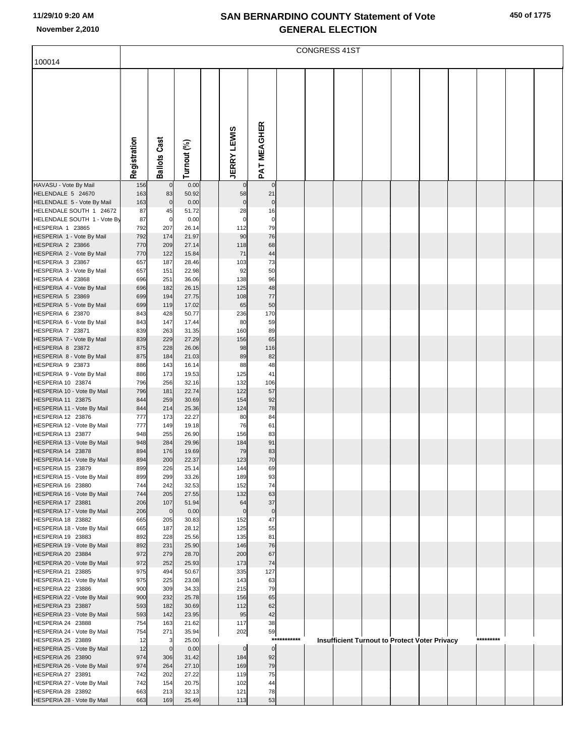# SAN BERNARDINO COUNTY Statement of Vote GENERAL ELECTION

11/29/10 9:20 AM
November 2,2010

| 100014 | CONGRESS 41ST | | | | | |
|---|---|---|---|---|---|---|
| | Registration | Ballots Cast | Turnout (%) | | JERRY LEWIS | PAT MEAGHER |
| HAVASU - Vote By Mail | 156 | 0 | 0.00 | | 0 | 0 |
| HELENDALE 5 24670 | 163 | 83 | 50.92 | | 58 | 21 |
| HELENDALE 5 - Vote By Mail | 163 | 0 | 0.00 | | 0 | 0 |
| HELENDALE SOUTH 1 24672 | 87 | 45 | 51.72 | | 28 | 16 |
| HELENDALE SOUTH 1 - Vote By | 87 | 0 | 0.00 | | 0 | 0 |
| HESPERIA 1 23865 | 792 | 207 | 26.14 | | 112 | 79 |
| HESPERIA 1 - Vote By Mail | 792 | 174 | 21.97 | | 90 | 76 |
| HESPERIA 2 23866 | 770 | 209 | 27.14 | | 118 | 68 |
| HESPERIA 2 - Vote By Mail | 770 | 122 | 15.84 | | 71 | 44 |
| HESPERIA 3 23867 | 657 | 187 | 28.46 | | 103 | 73 |
| HESPERIA 3 - Vote By Mail | 657 | 151 | 22.98 | | 92 | 50 |
| HESPERIA 4 23868 | 696 | 251 | 36.06 | | 138 | 96 |
| HESPERIA 4 - Vote By Mail | 696 | 182 | 26.15 | | 125 | 48 |
| HESPERIA 5 23869 | 699 | 194 | 27.75 | | 108 | 77 |
| HESPERIA 5 - Vote By Mail | 699 | 119 | 17.02 | | 65 | 50 |
| HESPERIA 6 23870 | 843 | 428 | 50.77 | | 236 | 170 |
| HESPERIA 6 - Vote By Mail | 843 | 147 | 17.44 | | 80 | 59 |
| HESPERIA 7 23871 | 839 | 263 | 31.35 | | 160 | 89 |
| HESPERIA 7 - Vote By Mail | 839 | 229 | 27.29 | | 156 | 65 |
| HESPERIA 8 23872 | 875 | 228 | 26.06 | | 98 | 116 |
| HESPERIA 8 - Vote By Mail | 875 | 184 | 21.03 | | 89 | 82 |
| HESPERIA 9 23873 | 886 | 143 | 16.14 | | 88 | 48 |
| HESPERIA 9 - Vote By Mail | 886 | 173 | 19.53 | | 125 | 41 |
| HESPERIA 10 23874 | 796 | 256 | 32.16 | | 132 | 106 |
| HESPERIA 10 - Vote By Mail | 796 | 181 | 22.74 | | 122 | 57 |
| HESPERIA 11 23875 | 844 | 259 | 30.69 | | 154 | 92 |
| HESPERIA 11 - Vote By Mail | 844 | 214 | 25.36 | | 124 | 78 |
| HESPERIA 12 23876 | 777 | 173 | 22.27 | | 80 | 84 |
| HESPERIA 12 - Vote By Mail | 777 | 149 | 19.18 | | 76 | 61 |
| HESPERIA 13 23877 | 948 | 255 | 26.90 | | 156 | 83 |
| HESPERIA 13 - Vote By Mail | 948 | 284 | 29.96 | | 184 | 91 |
| HESPERIA 14 23878 | 894 | 176 | 19.69 | | 79 | 83 |
| HESPERIA 14 - Vote By Mail | 894 | 200 | 22.37 | | 123 | 70 |
| HESPERIA 15 23879 | 899 | 226 | 25.14 | | 144 | 69 |
| HESPERIA 15 - Vote By Mail | 899 | 299 | 33.26 | | 189 | 93 |
| HESPERIA 16 23880 | 744 | 242 | 32.53 | | 152 | 74 |
| HESPERIA 16 - Vote By Mail | 744 | 205 | 27.55 | | 132 | 63 |
| HESPERIA 17 23881 | 206 | 107 | 51.94 | | 64 | 37 |
| HESPERIA 17 - Vote By Mail | 206 | 0 | 0.00 | | 0 | 0 |
| HESPERIA 18 23882 | 665 | 205 | 30.83 | | 152 | 47 |
| HESPERIA 18 - Vote By Mail | 665 | 187 | 28.12 | | 125 | 55 |
| HESPERIA 19 23883 | 892 | 228 | 25.56 | | 135 | 81 |
| HESPERIA 19 - Vote By Mail | 892 | 231 | 25.90 | | 146 | 76 |
| HESPERIA 20 23884 | 972 | 279 | 28.70 | | 200 | 67 |
| HESPERIA 20 - Vote By Mail | 972 | 252 | 25.93 | | 173 | 74 |
| HESPERIA 21 23885 | 975 | 494 | 50.67 | | 335 | 127 |
| HESPERIA 21 - Vote By Mail | 975 | 225 | 23.08 | | 143 | 63 |
| HESPERIA 22 23886 | 900 | 309 | 34.33 | | 215 | 79 |
| HESPERIA 22 - Vote By Mail | 900 | 232 | 25.78 | | 156 | 65 |
| HESPERIA 23 23887 | 593 | 182 | 30.69 | | 112 | 62 |
| HESPERIA 23 - Vote By Mail | 593 | 142 | 23.95 | | 95 | 42 |
| HESPERIA 24 23888 | 754 | 163 | 21.62 | | 117 | 38 |
| HESPERIA 24 - Vote By Mail | 754 | 271 | 35.94 | | 202 | 59 |
| HESPERIA 25 23889 | 12 | 3 | 25.00 | | *********** Insufficient Turnout to Protect Voter Privacy ********* | |
| HESPERIA 25 - Vote By Mail | 12 | 0 | 0.00 | | 0 | 0 |
| HESPERIA 26 23890 | 974 | 306 | 31.42 | | 184 | 92 |
| HESPERIA 26 - Vote By Mail | 974 | 264 | 27.10 | | 169 | 79 |
| HESPERIA 27 23891 | 742 | 202 | 27.22 | | 119 | 75 |
| HESPERIA 27 - Vote By Mail | 742 | 154 | 20.75 | | 102 | 44 |
| HESPERIA 28 23892 | 663 | 213 | 32.13 | | 121 | 78 |
| HESPERIA 28 - Vote By Mail | 663 | 169 | 25.49 | | 113 | 53 |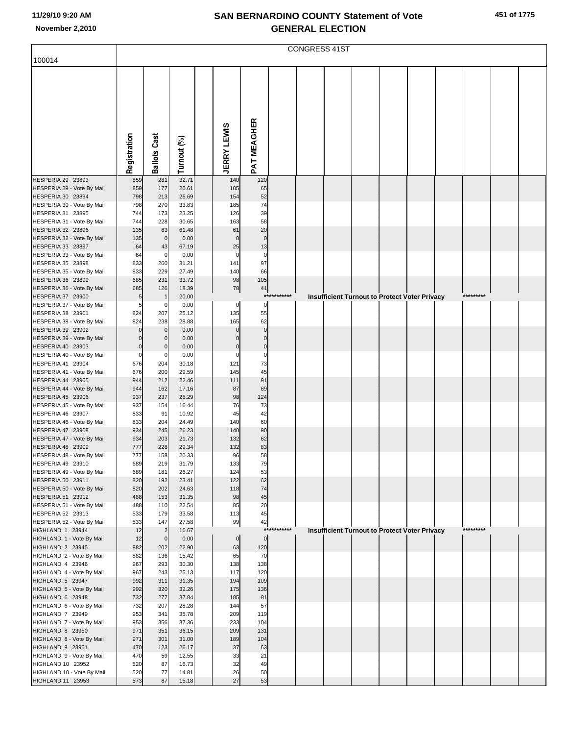# SAN BERNARDINO COUNTY Statement of Vote
## GENERAL ELECTION

100014

CONGRESS 41ST

| | Registration | Ballots Cast | Turnout (%) | | JERRY LEWIS | PAT MEAGHER |
|---|---|---|---|---|---|---|
| HESPERIA 29 23893 | 859 | 281 | 32.71 | | 140 | 120 |
| HESPERIA 29 - Vote By Mail | 859 | 177 | 20.61 | | 105 | 65 |
| HESPERIA 30 23894 | 798 | 213 | 26.69 | | 154 | 52 |
| HESPERIA 30 - Vote By Mail | 798 | 270 | 33.83 | | 185 | 74 |
| HESPERIA 31 23895 | 744 | 173 | 23.25 | | 126 | 39 |
| HESPERIA 31 - Vote By Mail | 744 | 228 | 30.65 | | 163 | 58 |
| HESPERIA 32 23896 | 135 | 83 | 61.48 | | 61 | 20 |
| HESPERIA 32 - Vote By Mail | 135 | 0 | 0.00 | | 0 | 0 |
| HESPERIA 33 23897 | 64 | 43 | 67.19 | | 25 | 13 |
| HESPERIA 33 - Vote By Mail | 64 | 0 | 0.00 | | 0 | 0 |
| HESPERIA 35 23898 | 833 | 260 | 31.21 | | 141 | 97 |
| HESPERIA 35 - Vote By Mail | 833 | 229 | 27.49 | | 140 | 66 |
| HESPERIA 36 23899 | 685 | 231 | 33.72 | | 98 | 105 |
| HESPERIA 36 - Vote By Mail | 685 | 126 | 18.39 | | 78 | 41 |
| HESPERIA 37 23900 | 5 | 1 | 20.00 | | *********** Insufficient Turnout to Protect Voter Privacy ********* | |
| HESPERIA 37 - Vote By Mail | 5 | 0 | 0.00 | | 0 | 0 |
| HESPERIA 38 23901 | 824 | 207 | 25.12 | | 135 | 55 |
| HESPERIA 38 - Vote By Mail | 824 | 238 | 28.88 | | 165 | 62 |
| HESPERIA 39 23902 | 0 | 0 | 0.00 | | 0 | 0 |
| HESPERIA 39 - Vote By Mail | 0 | 0 | 0.00 | | 0 | 0 |
| HESPERIA 40 23903 | 0 | 0 | 0.00 | | 0 | 0 |
| HESPERIA 40 - Vote By Mail | 0 | 0 | 0.00 | | 0 | 0 |
| HESPERIA 41 23904 | 676 | 204 | 30.18 | | 121 | 73 |
| HESPERIA 41 - Vote By Mail | 676 | 200 | 29.59 | | 145 | 45 |
| HESPERIA 44 23905 | 944 | 212 | 22.46 | | 111 | 91 |
| HESPERIA 44 - Vote By Mail | 944 | 162 | 17.16 | | 87 | 69 |
| HESPERIA 45 23906 | 937 | 237 | 25.29 | | 98 | 124 |
| HESPERIA 45 - Vote By Mail | 937 | 154 | 16.44 | | 76 | 73 |
| HESPERIA 46 23907 | 833 | 91 | 10.92 | | 45 | 42 |
| HESPERIA 46 - Vote By Mail | 833 | 204 | 24.49 | | 140 | 60 |
| HESPERIA 47 23908 | 934 | 245 | 26.23 | | 140 | 90 |
| HESPERIA 47 - Vote By Mail | 934 | 203 | 21.73 | | 132 | 62 |
| HESPERIA 48 23909 | 777 | 228 | 29.34 | | 132 | 83 |
| HESPERIA 48 - Vote By Mail | 777 | 158 | 20.33 | | 96 | 58 |
| HESPERIA 49 23910 | 689 | 219 | 31.79 | | 133 | 79 |
| HESPERIA 49 - Vote By Mail | 689 | 181 | 26.27 | | 124 | 53 |
| HESPERIA 50 23911 | 820 | 192 | 23.41 | | 122 | 62 |
| HESPERIA 50 - Vote By Mail | 820 | 202 | 24.63 | | 118 | 74 |
| HESPERIA 51 23912 | 488 | 153 | 31.35 | | 98 | 45 |
| HESPERIA 51 - Vote By Mail | 488 | 110 | 22.54 | | 85 | 20 |
| HESPERIA 52 23913 | 533 | 179 | 33.58 | | 113 | 45 |
| HESPERIA 52 - Vote By Mail | 533 | 147 | 27.58 | | 99 | 42 |
| HIGHLAND 1 23944 | 12 | 2 | 16.67 | | *********** Insufficient Turnout to Protect Voter Privacy ********* | |
| HIGHLAND 1 - Vote By Mail | 12 | 0 | 0.00 | | 0 | 0 |
| HIGHLAND 2 23945 | 882 | 202 | 22.90 | | 63 | 120 |
| HIGHLAND 2 - Vote By Mail | 882 | 136 | 15.42 | | 65 | 70 |
| HIGHLAND 4 23946 | 967 | 293 | 30.30 | | 138 | 138 |
| HIGHLAND 4 - Vote By Mail | 967 | 243 | 25.13 | | 117 | 120 |
| HIGHLAND 5 23947 | 992 | 311 | 31.35 | | 194 | 109 |
| HIGHLAND 5 - Vote By Mail | 992 | 320 | 32.26 | | 175 | 136 |
| HIGHLAND 6 23948 | 732 | 277 | 37.84 | | 185 | 81 |
| HIGHLAND 6 - Vote By Mail | 732 | 207 | 28.28 | | 144 | 57 |
| HIGHLAND 7 23949 | 953 | 341 | 35.78 | | 209 | 119 |
| HIGHLAND 7 - Vote By Mail | 953 | 356 | 37.36 | | 233 | 104 |
| HIGHLAND 8 23950 | 971 | 351 | 36.15 | | 209 | 131 |
| HIGHLAND 8 - Vote By Mail | 971 | 301 | 31.00 | | 189 | 104 |
| HIGHLAND 9 23951 | 470 | 123 | 26.17 | | 37 | 63 |
| HIGHLAND 9 - Vote By Mail | 470 | 59 | 12.55 | | 33 | 21 |
| HIGHLAND 10 23952 | 520 | 87 | 16.73 | | 32 | 49 |
| HIGHLAND 10 - Vote By Mail | 520 | 77 | 14.81 | | 26 | 50 |
| HIGHLAND 11 23953 | 573 | 87 | 15.18 | | 27 | 53 |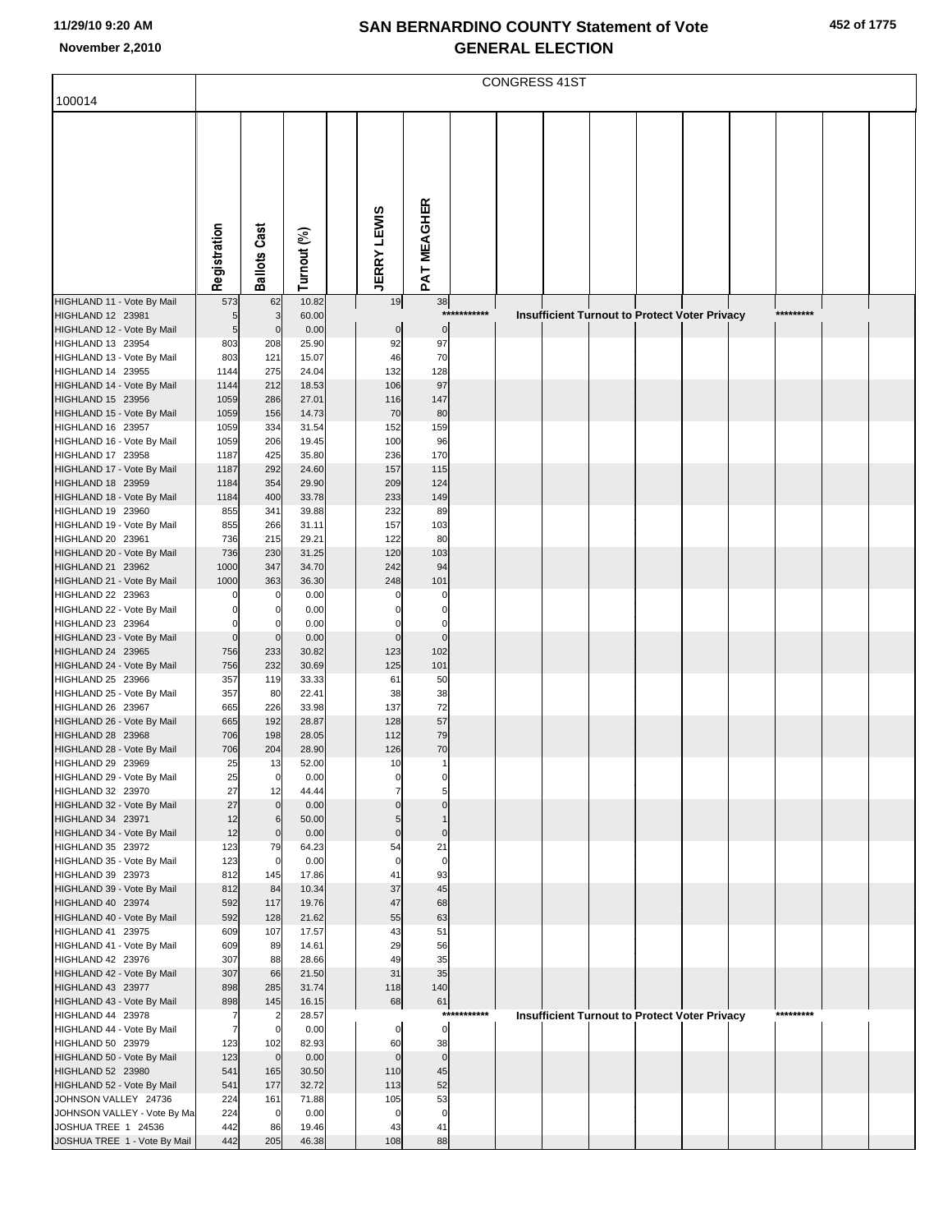# SAN BERNARDINO COUNTY Statement of Vote
## GENERAL ELECTION

11/29/10 9:20 AM
November 2,2010

CONGRESS 41ST

100014

| | Registration | Ballots Cast | Turnout (%) | JERRY LEWIS | PAT MEAGHER |
|---|---|---|---|---|---|
| HIGHLAND 11 - Vote By Mail | 573 | 62 | 10.82 | 19 | 38 |
| HIGHLAND 12 23981 | 5 | 3 | 60.00 | *********** Insufficient Turnout to Protect Voter Privacy ********* | |
| HIGHLAND 12 - Vote By Mail | 5 | 0 | 0.00 | 0 | 0 |
| HIGHLAND 13 23954 | 803 | 208 | 25.90 | 92 | 97 |
| HIGHLAND 13 - Vote By Mail | 803 | 121 | 15.07 | 46 | 70 |
| HIGHLAND 14 23955 | 1144 | 275 | 24.04 | 132 | 128 |
| HIGHLAND 14 - Vote By Mail | 1144 | 212 | 18.53 | 106 | 97 |
| HIGHLAND 15 23956 | 1059 | 286 | 27.01 | 116 | 147 |
| HIGHLAND 15 - Vote By Mail | 1059 | 156 | 14.73 | 70 | 80 |
| HIGHLAND 16 23957 | 1059 | 334 | 31.54 | 152 | 159 |
| HIGHLAND 16 - Vote By Mail | 1059 | 206 | 19.45 | 100 | 96 |
| HIGHLAND 17 23958 | 1187 | 425 | 35.80 | 236 | 170 |
| HIGHLAND 17 - Vote By Mail | 1187 | 292 | 24.60 | 157 | 115 |
| HIGHLAND 18 23959 | 1184 | 354 | 29.90 | 209 | 124 |
| HIGHLAND 18 - Vote By Mail | 1184 | 400 | 33.78 | 233 | 149 |
| HIGHLAND 19 23960 | 855 | 341 | 39.88 | 232 | 89 |
| HIGHLAND 19 - Vote By Mail | 855 | 266 | 31.11 | 157 | 103 |
| HIGHLAND 20 23961 | 736 | 215 | 29.21 | 122 | 80 |
| HIGHLAND 20 - Vote By Mail | 736 | 230 | 31.25 | 120 | 103 |
| HIGHLAND 21 23962 | 1000 | 347 | 34.70 | 242 | 94 |
| HIGHLAND 21 - Vote By Mail | 1000 | 363 | 36.30 | 248 | 101 |
| HIGHLAND 22 23963 | 0 | 0 | 0.00 | 0 | 0 |
| HIGHLAND 22 - Vote By Mail | 0 | 0 | 0.00 | 0 | 0 |
| HIGHLAND 23 23964 | 0 | 0 | 0.00 | 0 | 0 |
| HIGHLAND 23 - Vote By Mail | 0 | 0 | 0.00 | 0 | 0 |
| HIGHLAND 24 23965 | 756 | 233 | 30.82 | 123 | 102 |
| HIGHLAND 24 - Vote By Mail | 756 | 232 | 30.69 | 125 | 101 |
| HIGHLAND 25 23966 | 357 | 119 | 33.33 | 61 | 50 |
| HIGHLAND 25 - Vote By Mail | 357 | 80 | 22.41 | 38 | 38 |
| HIGHLAND 26 23967 | 665 | 226 | 33.98 | 137 | 72 |
| HIGHLAND 26 - Vote By Mail | 665 | 192 | 28.87 | 128 | 57 |
| HIGHLAND 28 23968 | 706 | 198 | 28.05 | 112 | 79 |
| HIGHLAND 28 - Vote By Mail | 706 | 204 | 28.90 | 126 | 70 |
| HIGHLAND 29 23969 | 25 | 13 | 52.00 | 10 | 1 |
| HIGHLAND 29 - Vote By Mail | 25 | 0 | 0.00 | 0 | 0 |
| HIGHLAND 32 23970 | 27 | 12 | 44.44 | 7 | 5 |
| HIGHLAND 32 - Vote By Mail | 27 | 0 | 0.00 | 0 | 0 |
| HIGHLAND 34 23971 | 12 | 6 | 50.00 | 5 | 1 |
| HIGHLAND 34 - Vote By Mail | 12 | 0 | 0.00 | 0 | 0 |
| HIGHLAND 35 23972 | 123 | 79 | 64.23 | 54 | 21 |
| HIGHLAND 35 - Vote By Mail | 123 | 0 | 0.00 | 0 | 0 |
| HIGHLAND 39 23973 | 812 | 145 | 17.86 | 41 | 93 |
| HIGHLAND 39 - Vote By Mail | 812 | 84 | 10.34 | 37 | 45 |
| HIGHLAND 40 23974 | 592 | 117 | 19.76 | 47 | 68 |
| HIGHLAND 40 - Vote By Mail | 592 | 128 | 21.62 | 55 | 63 |
| HIGHLAND 41 23975 | 609 | 107 | 17.57 | 43 | 51 |
| HIGHLAND 41 - Vote By Mail | 609 | 89 | 14.61 | 29 | 56 |
| HIGHLAND 42 23976 | 307 | 88 | 28.66 | 49 | 35 |
| HIGHLAND 42 - Vote By Mail | 307 | 66 | 21.50 | 31 | 35 |
| HIGHLAND 43 23977 | 898 | 285 | 31.74 | 118 | 140 |
| HIGHLAND 43 - Vote By Mail | 898 | 145 | 16.15 | 68 | 61 |
| HIGHLAND 44 23978 | 7 | 2 | 28.57 | *********** Insufficient Turnout to Protect Voter Privacy ********* | |
| HIGHLAND 44 - Vote By Mail | 7 | 0 | 0.00 | 0 | 0 |
| HIGHLAND 50 23979 | 123 | 102 | 82.93 | 60 | 38 |
| HIGHLAND 50 - Vote By Mail | 123 | 0 | 0.00 | 0 | 0 |
| HIGHLAND 52 23980 | 541 | 165 | 30.50 | 110 | 45 |
| HIGHLAND 52 - Vote By Mail | 541 | 177 | 32.72 | 113 | 52 |
| JOHNSON VALLEY 24736 | 224 | 161 | 71.88 | 105 | 53 |
| JOHNSON VALLEY - Vote By Ma | 224 | 0 | 0.00 | 0 | 0 |
| JOSHUA TREE 1 24536 | 442 | 86 | 19.46 | 43 | 41 |
| JOSHUA TREE 1 - Vote By Mail | 442 | 205 | 46.38 | 108 | 88 |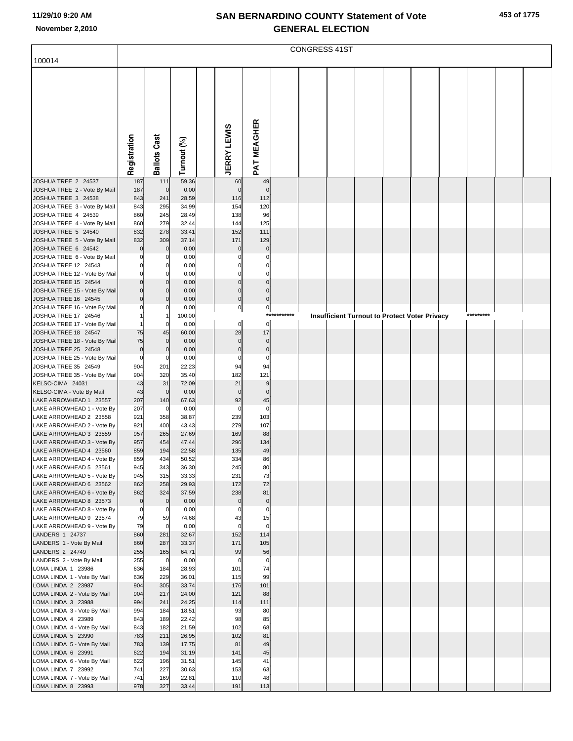# SAN BERNARDINO COUNTY Statement of Vote
## GENERAL ELECTION

11/29/10 9:20 AM
November 2,2010

CONGRESS 41ST

100014

| | Registration | Ballots Cast | Turnout (%) | JERRY LEWIS | PAT MEAGHER |
|---|---|---|---|---|---|
| JOSHUA TREE 2 24537 | 187 | 111 | 59.36 | 60 | 49 |
| JOSHUA TREE 2 - Vote By Mail | 187 | 0 | 0.00 | 0 | 0 |
| JOSHUA TREE 3 24538 | 843 | 241 | 28.59 | 116 | 112 |
| JOSHUA TREE 3 - Vote By Mail | 843 | 295 | 34.99 | 154 | 120 |
| JOSHUA TREE 4 24539 | 860 | 245 | 28.49 | 138 | 96 |
| JOSHUA TREE 4 - Vote By Mail | 860 | 279 | 32.44 | 144 | 125 |
| JOSHUA TREE 5 24540 | 832 | 278 | 33.41 | 152 | 111 |
| JOSHUA TREE 5 - Vote By Mail | 832 | 309 | 37.14 | 171 | 129 |
| JOSHUA TREE 6 24542 | 0 | 0 | 0.00 | 0 | 0 |
| JOSHUA TREE 6 - Vote By Mail | 0 | 0 | 0.00 | 0 | 0 |
| JOSHUA TREE 12 24543 | 0 | 0 | 0.00 | 0 | 0 |
| JOSHUA TREE 12 - Vote By Mail | 0 | 0 | 0.00 | 0 | 0 |
| JOSHUA TREE 15 24544 | 0 | 0 | 0.00 | 0 | 0 |
| JOSHUA TREE 15 - Vote By Mail | 0 | 0 | 0.00 | 0 | 0 |
| JOSHUA TREE 16 24545 | 0 | 0 | 0.00 | 0 | 0 |
| JOSHUA TREE 16 - Vote By Mail | 0 | 0 | 0.00 | 0 | 0 |
| JOSHUA TREE 17 24546 | 1 | 1 | 100.00 | *********** Insufficient Turnout to Protect Voter Privacy ********* | |
| JOSHUA TREE 17 - Vote By Mail | 1 | 0 | 0.00 | 0 | 0 |
| JOSHUA TREE 18 24547 | 75 | 45 | 60.00 | 28 | 17 |
| JOSHUA TREE 18 - Vote By Mail | 75 | 0 | 0.00 | 0 | 0 |
| JOSHUA TREE 25 24548 | 0 | 0 | 0.00 | 0 | 0 |
| JOSHUA TREE 25 - Vote By Mail | 0 | 0 | 0.00 | 0 | 0 |
| JOSHUA TREE 35 24549 | 904 | 201 | 22.23 | 94 | 94 |
| JOSHUA TREE 35 - Vote By Mail | 904 | 320 | 35.40 | 182 | 121 |
| KELSO-CIMA 24031 | 43 | 31 | 72.09 | 21 | 9 |
| KELSO-CIMA - Vote By Mail | 43 | 0 | 0.00 | 0 | 0 |
| LAKE ARROWHEAD 1 23557 | 207 | 140 | 67.63 | 92 | 45 |
| LAKE ARROWHEAD 1 - Vote By | 207 | 0 | 0.00 | 0 | 0 |
| LAKE ARROWHEAD 2 23558 | 921 | 358 | 38.87 | 239 | 103 |
| LAKE ARROWHEAD 2 - Vote By | 921 | 400 | 43.43 | 279 | 107 |
| LAKE ARROWHEAD 3 23559 | 957 | 265 | 27.69 | 169 | 88 |
| LAKE ARROWHEAD 3 - Vote By | 957 | 454 | 47.44 | 296 | 134 |
| LAKE ARROWHEAD 4 23560 | 859 | 194 | 22.58 | 135 | 49 |
| LAKE ARROWHEAD 4 - Vote By | 859 | 434 | 50.52 | 334 | 86 |
| LAKE ARROWHEAD 5 23561 | 945 | 343 | 36.30 | 245 | 80 |
| LAKE ARROWHEAD 5 - Vote By | 945 | 315 | 33.33 | 231 | 73 |
| LAKE ARROWHEAD 6 23562 | 862 | 258 | 29.93 | 172 | 72 |
| LAKE ARROWHEAD 6 - Vote By | 862 | 324 | 37.59 | 238 | 81 |
| LAKE ARROWHEAD 8 23573 | 0 | 0 | 0.00 | 0 | 0 |
| LAKE ARROWHEAD 8 - Vote By | 0 | 0 | 0.00 | 0 | 0 |
| LAKE ARROWHEAD 9 23574 | 79 | 59 | 74.68 | 43 | 15 |
| LAKE ARROWHEAD 9 - Vote By | 79 | 0 | 0.00 | 0 | 0 |
| LANDERS 1 24737 | 860 | 281 | 32.67 | 152 | 114 |
| LANDERS 1 - Vote By Mail | 860 | 287 | 33.37 | 171 | 105 |
| LANDERS 2 24749 | 255 | 165 | 64.71 | 99 | 56 |
| LANDERS 2 - Vote By Mail | 255 | 0 | 0.00 | 0 | 0 |
| LOMA LINDA 1 23986 | 636 | 184 | 28.93 | 101 | 74 |
| LOMA LINDA 1 - Vote By Mail | 636 | 229 | 36.01 | 115 | 99 |
| LOMA LINDA 2 23987 | 904 | 305 | 33.74 | 176 | 101 |
| LOMA LINDA 2 - Vote By Mail | 904 | 217 | 24.00 | 121 | 88 |
| LOMA LINDA 3 23988 | 994 | 241 | 24.25 | 114 | 111 |
| LOMA LINDA 3 - Vote By Mail | 994 | 184 | 18.51 | 93 | 80 |
| LOMA LINDA 4 23989 | 843 | 189 | 22.42 | 98 | 85 |
| LOMA LINDA 4 - Vote By Mail | 843 | 182 | 21.59 | 102 | 68 |
| LOMA LINDA 5 23990 | 783 | 211 | 26.95 | 102 | 81 |
| LOMA LINDA 5 - Vote By Mail | 783 | 139 | 17.75 | 81 | 49 |
| LOMA LINDA 6 23991 | 622 | 194 | 31.19 | 141 | 45 |
| LOMA LINDA 6 - Vote By Mail | 622 | 196 | 31.51 | 145 | 41 |
| LOMA LINDA 7 23992 | 741 | 227 | 30.63 | 153 | 63 |
| LOMA LINDA 7 - Vote By Mail | 741 | 169 | 22.81 | 110 | 48 |
| LOMA LINDA 8 23993 | 978 | 327 | 33.44 | 191 | 113 |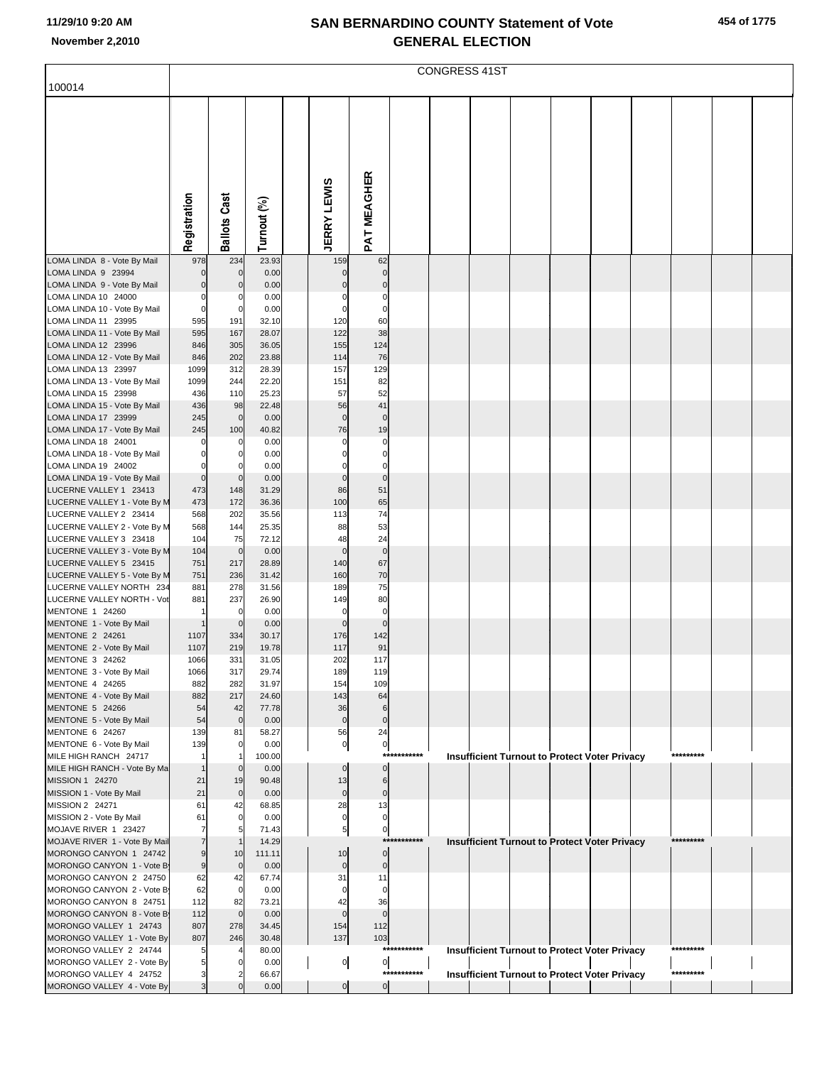# SAN BERNARDINO COUNTY Statement of Vote
## GENERAL ELECTION

11/29/10 9:20 AM

November 2,2010

100014

CONGRESS 41ST

| | Registration | Ballots Cast | Turnout (%) | JERRY LEWIS | PAT MEAGHER |
|---|---|---|---|---|---|
| LOMA LINDA 8 - Vote By Mail | 978 | 234 | 23.93 | 159 | 62 |
| LOMA LINDA 9 23994 | 0 | 0 | 0.00 | 0 | 0 |
| LOMA LINDA 9 - Vote By Mail | 0 | 0 | 0.00 | 0 | 0 |
| LOMA LINDA 10 24000 | 0 | 0 | 0.00 | 0 | 0 |
| LOMA LINDA 10 - Vote By Mail | 0 | 0 | 0.00 | 0 | 0 |
| LOMA LINDA 11 23995 | 595 | 191 | 32.10 | 120 | 60 |
| LOMA LINDA 11 - Vote By Mail | 595 | 167 | 28.07 | 122 | 38 |
| LOMA LINDA 12 23996 | 846 | 305 | 36.05 | 155 | 124 |
| LOMA LINDA 12 - Vote By Mail | 846 | 202 | 23.88 | 114 | 76 |
| LOMA LINDA 13 23997 | 1099 | 312 | 28.39 | 157 | 129 |
| LOMA LINDA 13 - Vote By Mail | 1099 | 244 | 22.20 | 151 | 82 |
| LOMA LINDA 15 23998 | 436 | 110 | 25.23 | 57 | 52 |
| LOMA LINDA 15 - Vote By Mail | 436 | 98 | 22.48 | 56 | 41 |
| LOMA LINDA 17 23999 | 245 | 0 | 0.00 | 0 | 0 |
| LOMA LINDA 17 - Vote By Mail | 245 | 100 | 40.82 | 76 | 19 |
| LOMA LINDA 18 24001 | 0 | 0 | 0.00 | 0 | 0 |
| LOMA LINDA 18 - Vote By Mail | 0 | 0 | 0.00 | 0 | 0 |
| LOMA LINDA 19 24002 | 0 | 0 | 0.00 | 0 | 0 |
| LOMA LINDA 19 - Vote By Mail | 0 | 0 | 0.00 | 0 | 0 |
| LUCERNE VALLEY 1 23413 | 473 | 148 | 31.29 | 86 | 51 |
| LUCERNE VALLEY 1 - Vote By M | 473 | 172 | 36.36 | 100 | 65 |
| LUCERNE VALLEY 2 23414 | 568 | 202 | 35.56 | 113 | 74 |
| LUCERNE VALLEY 2 - Vote By M | 568 | 144 | 25.35 | 88 | 53 |
| LUCERNE VALLEY 3 23418 | 104 | 75 | 72.12 | 48 | 24 |
| LUCERNE VALLEY 3 - Vote By M | 104 | 0 | 0.00 | 0 | 0 |
| LUCERNE VALLEY 5 23415 | 751 | 217 | 28.89 | 140 | 67 |
| LUCERNE VALLEY 5 - Vote By M | 751 | 236 | 31.42 | 160 | 70 |
| LUCERNE VALLEY NORTH 234 | 881 | 278 | 31.56 | 189 | 75 |
| LUCERNE VALLEY NORTH - Vot | 881 | 237 | 26.90 | 149 | 80 |
| MENTONE 1 24260 | 1 | 0 | 0.00 | 0 | 0 |
| MENTONE 1 - Vote By Mail | 1 | 0 | 0.00 | 0 | 0 |
| MENTONE 2 24261 | 1107 | 334 | 30.17 | 176 | 142 |
| MENTONE 2 - Vote By Mail | 1107 | 219 | 19.78 | 117 | 91 |
| MENTONE 3 24262 | 1066 | 331 | 31.05 | 202 | 117 |
| MENTONE 3 - Vote By Mail | 1066 | 317 | 29.74 | 189 | 119 |
| MENTONE 4 24265 | 882 | 282 | 31.97 | 154 | 109 |
| MENTONE 4 - Vote By Mail | 882 | 217 | 24.60 | 143 | 64 |
| MENTONE 5 24266 | 54 | 42 | 77.78 | 36 | 6 |
| MENTONE 5 - Vote By Mail | 54 | 0 | 0.00 | 0 | 0 |
| MENTONE 6 24267 | 139 | 81 | 58.27 | 56 | 24 |
| MENTONE 6 - Vote By Mail | 139 | 0 | 0.00 | 0 | 0 |
| MILE HIGH RANCH 24717 | 1 | 1 | 100.00 | *********** Insufficient Turnout to Protect Voter Privacy ********* | |
| MILE HIGH RANCH - Vote By Ma | 1 | 0 | 0.00 | 0 | 0 |
| MISSION 1 24270 | 21 | 19 | 90.48 | 13 | 6 |
| MISSION 1 - Vote By Mail | 21 | 0 | 0.00 | 0 | 0 |
| MISSION 2 24271 | 61 | 42 | 68.85 | 28 | 13 |
| MISSION 2 - Vote By Mail | 61 | 0 | 0.00 | 0 | 0 |
| MOJAVE RIVER 1 23427 | 7 | 5 | 71.43 | 5 | 0 |
| MOJAVE RIVER 1 - Vote By Mail | 7 | 1 | 14.29 | *********** Insufficient Turnout to Protect Voter Privacy ********* | |
| MORONGO CANYON 1 24742 | 9 | 10 | 111.11 | 10 | 0 |
| MORONGO CANYON 1 - Vote By | 9 | 0 | 0.00 | 0 | 0 |
| MORONGO CANYON 2 24750 | 62 | 42 | 67.74 | 31 | 11 |
| MORONGO CANYON 2 - Vote By | 62 | 0 | 0.00 | 0 | 0 |
| MORONGO CANYON 8 24751 | 112 | 82 | 73.21 | 42 | 36 |
| MORONGO CANYON 8 - Vote By | 112 | 0 | 0.00 | 0 | 0 |
| MORONGO VALLEY 1 24743 | 807 | 278 | 34.45 | 154 | 112 |
| MORONGO VALLEY 1 - Vote By | 807 | 246 | 30.48 | 137 | 103 |
| MORONGO VALLEY 2 24744 | 5 | 4 | 80.00 | *********** Insufficient Turnout to Protect Voter Privacy ********* | |
| MORONGO VALLEY 2 - Vote By | 5 | 0 | 0.00 | 0 | 0 |
| MORONGO VALLEY 4 24752 | 3 | 2 | 66.67 | *********** Insufficient Turnout to Protect Voter Privacy ********* | |
| MORONGO VALLEY 4 - Vote By | 3 | 0 | 0.00 | 0 | 0 |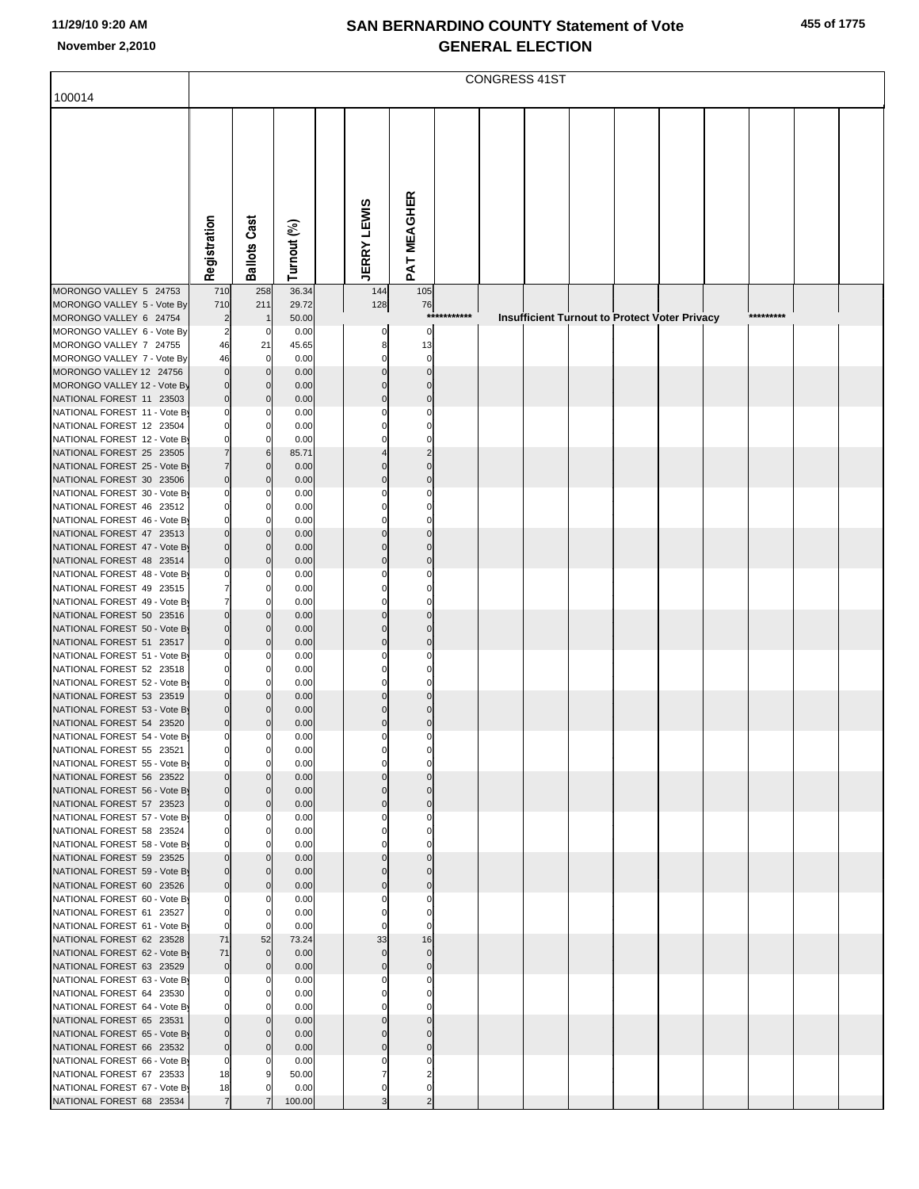# SAN BERNARDINO COUNTY Statement of Vote
## GENERAL ELECTION

11/29/10 9:20 AM
November 2,2010

CONGRESS 41ST

100014

| | Registration | Ballots Cast | Turnout (%) | | JERRY LEWIS | PAT MEAGHER |
|---|---|---|---|---|---|---|
| MORONGO VALLEY 5 24753 | 710 | 258 | 36.34 | | 144 | 105 |
| MORONGO VALLEY 5 - Vote By | 710 | 211 | 29.72 | | 128 | 76 |
| MORONGO VALLEY 6 24754 | 2 | 1 | 50.00 | | *********** Insufficient Turnout to Protect Voter Privacy ********* | |
| MORONGO VALLEY 6 - Vote By | 2 | 0 | 0.00 | | 0 | 0 |
| MORONGO VALLEY 7 24755 | 46 | 21 | 45.65 | | 8 | 13 |
| MORONGO VALLEY 7 - Vote By | 46 | 0 | 0.00 | | 0 | 0 |
| MORONGO VALLEY 12 24756 | 0 | 0 | 0.00 | | 0 | 0 |
| MORONGO VALLEY 12 - Vote By | 0 | 0 | 0.00 | | 0 | 0 |
| NATIONAL FOREST 11 23503 | 0 | 0 | 0.00 | | 0 | 0 |
| NATIONAL FOREST 11 - Vote By | 0 | 0 | 0.00 | | 0 | 0 |
| NATIONAL FOREST 12 23504 | 0 | 0 | 0.00 | | 0 | 0 |
| NATIONAL FOREST 12 - Vote By | 0 | 0 | 0.00 | | 0 | 0 |
| NATIONAL FOREST 25 23505 | 7 | 6 | 85.71 | | 4 | 2 |
| NATIONAL FOREST 25 - Vote By | 7 | 0 | 0.00 | | 0 | 0 |
| NATIONAL FOREST 30 23506 | 0 | 0 | 0.00 | | 0 | 0 |
| NATIONAL FOREST 30 - Vote By | 0 | 0 | 0.00 | | 0 | 0 |
| NATIONAL FOREST 46 23512 | 0 | 0 | 0.00 | | 0 | 0 |
| NATIONAL FOREST 46 - Vote By | 0 | 0 | 0.00 | | 0 | 0 |
| NATIONAL FOREST 47 23513 | 0 | 0 | 0.00 | | 0 | 0 |
| NATIONAL FOREST 47 - Vote By | 0 | 0 | 0.00 | | 0 | 0 |
| NATIONAL FOREST 48 23514 | 0 | 0 | 0.00 | | 0 | 0 |
| NATIONAL FOREST 48 - Vote By | 0 | 0 | 0.00 | | 0 | 0 |
| NATIONAL FOREST 49 23515 | 7 | 0 | 0.00 | | 0 | 0 |
| NATIONAL FOREST 49 - Vote By | 7 | 0 | 0.00 | | 0 | 0 |
| NATIONAL FOREST 50 23516 | 0 | 0 | 0.00 | | 0 | 0 |
| NATIONAL FOREST 50 - Vote By | 0 | 0 | 0.00 | | 0 | 0 |
| NATIONAL FOREST 51 23517 | 0 | 0 | 0.00 | | 0 | 0 |
| NATIONAL FOREST 51 - Vote By | 0 | 0 | 0.00 | | 0 | 0 |
| NATIONAL FOREST 52 23518 | 0 | 0 | 0.00 | | 0 | 0 |
| NATIONAL FOREST 52 - Vote By | 0 | 0 | 0.00 | | 0 | 0 |
| NATIONAL FOREST 53 23519 | 0 | 0 | 0.00 | | 0 | 0 |
| NATIONAL FOREST 53 - Vote By | 0 | 0 | 0.00 | | 0 | 0 |
| NATIONAL FOREST 54 23520 | 0 | 0 | 0.00 | | 0 | 0 |
| NATIONAL FOREST 54 - Vote By | 0 | 0 | 0.00 | | 0 | 0 |
| NATIONAL FOREST 55 23521 | 0 | 0 | 0.00 | | 0 | 0 |
| NATIONAL FOREST 55 - Vote By | 0 | 0 | 0.00 | | 0 | 0 |
| NATIONAL FOREST 56 23522 | 0 | 0 | 0.00 | | 0 | 0 |
| NATIONAL FOREST 56 - Vote By | 0 | 0 | 0.00 | | 0 | 0 |
| NATIONAL FOREST 57 23523 | 0 | 0 | 0.00 | | 0 | 0 |
| NATIONAL FOREST 57 - Vote By | 0 | 0 | 0.00 | | 0 | 0 |
| NATIONAL FOREST 58 23524 | 0 | 0 | 0.00 | | 0 | 0 |
| NATIONAL FOREST 58 - Vote By | 0 | 0 | 0.00 | | 0 | 0 |
| NATIONAL FOREST 59 23525 | 0 | 0 | 0.00 | | 0 | 0 |
| NATIONAL FOREST 59 - Vote By | 0 | 0 | 0.00 | | 0 | 0 |
| NATIONAL FOREST 60 23526 | 0 | 0 | 0.00 | | 0 | 0 |
| NATIONAL FOREST 60 - Vote By | 0 | 0 | 0.00 | | 0 | 0 |
| NATIONAL FOREST 61 23527 | 0 | 0 | 0.00 | | 0 | 0 |
| NATIONAL FOREST 61 - Vote By | 0 | 0 | 0.00 | | 0 | 0 |
| NATIONAL FOREST 62 23528 | 71 | 52 | 73.24 | | 33 | 16 |
| NATIONAL FOREST 62 - Vote By | 71 | 0 | 0.00 | | 0 | 0 |
| NATIONAL FOREST 63 23529 | 0 | 0 | 0.00 | | 0 | 0 |
| NATIONAL FOREST 63 - Vote By | 0 | 0 | 0.00 | | 0 | 0 |
| NATIONAL FOREST 64 23530 | 0 | 0 | 0.00 | | 0 | 0 |
| NATIONAL FOREST 64 - Vote By | 0 | 0 | 0.00 | | 0 | 0 |
| NATIONAL FOREST 65 23531 | 0 | 0 | 0.00 | | 0 | 0 |
| NATIONAL FOREST 65 - Vote By | 0 | 0 | 0.00 | | 0 | 0 |
| NATIONAL FOREST 66 23532 | 0 | 0 | 0.00 | | 0 | 0 |
| NATIONAL FOREST 66 - Vote By | 0 | 0 | 0.00 | | 0 | 0 |
| NATIONAL FOREST 67 23533 | 18 | 9 | 50.00 | | 7 | 2 |
| NATIONAL FOREST 67 - Vote By | 18 | 0 | 0.00 | | 0 | 0 |
| NATIONAL FOREST 68 23534 | 7 | 7 | 100.00 | | 3 | 2 |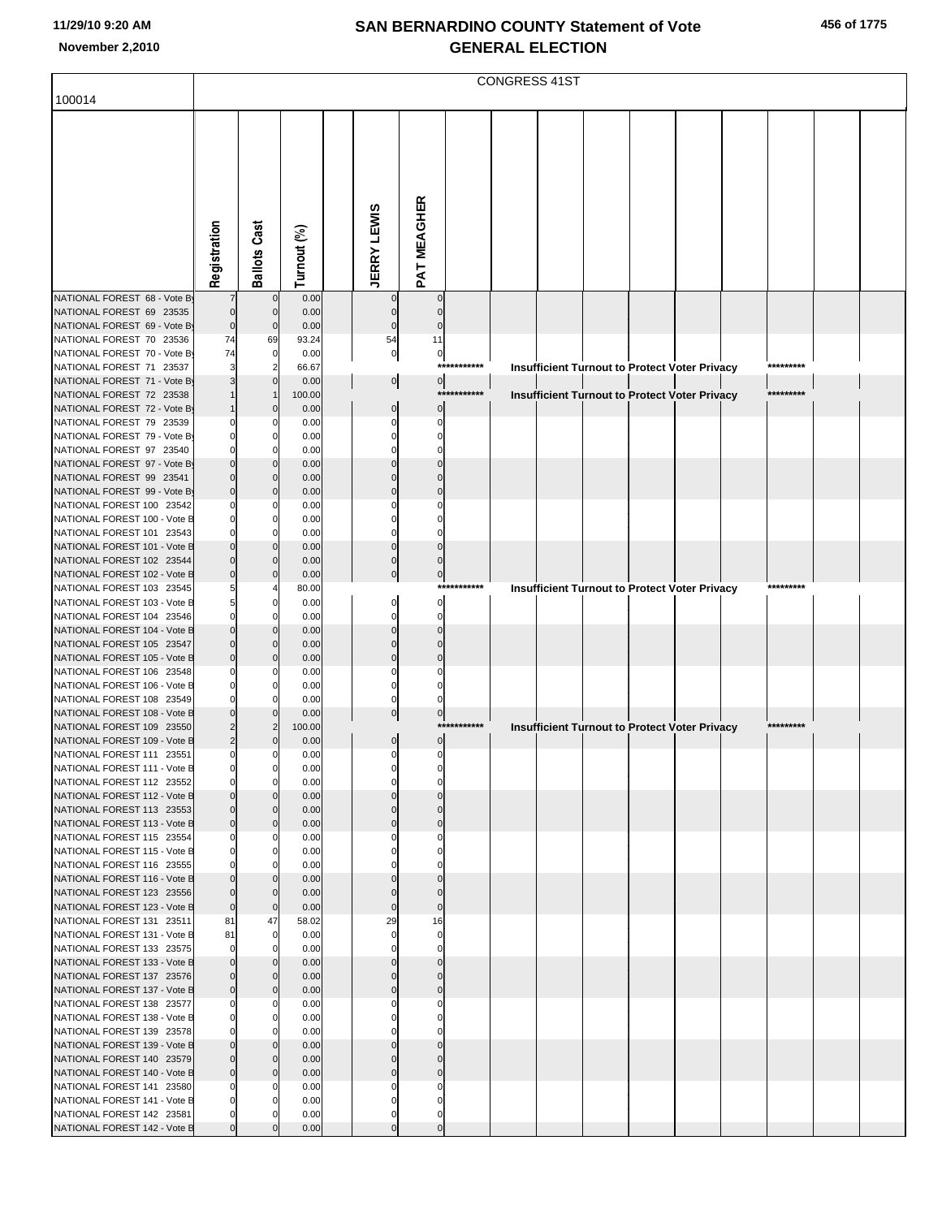# SAN BERNARDINO COUNTY Statement of Vote
# GENERAL ELECTION

November 2,2010

100014

CONGRESS 41ST

| | Registration | Ballots Cast | Turnout (%) | | JERRY LEWIS | PAT MEAGHER |
|---|---|---|---|---|---|---|
| NATIONAL FOREST 68 - Vote By | 7 | 0 | 0.00 | | 0 | 0 |
| NATIONAL FOREST 69 23535 | 0 | 0 | 0.00 | | 0 | 0 |
| NATIONAL FOREST 69 - Vote By | 0 | 0 | 0.00 | | 0 | 0 |
| NATIONAL FOREST 70 23536 | 74 | 69 | 93.24 | | 54 | 11 |
| NATIONAL FOREST 70 - Vote By | 74 | 0 | 0.00 | | 0 | 0 |
| NATIONAL FOREST 71 23537 | 3 | 2 | 66.67 | | Insufficient Turnout to Protect Voter Privacy | |
| NATIONAL FOREST 71 - Vote By | 3 | 0 | 0.00 | | 0 | 0 |
| NATIONAL FOREST 72 23538 | 1 | 1 | 100.00 | | Insufficient Turnout to Protect Voter Privacy | |
| NATIONAL FOREST 72 - Vote By | 1 | 0 | 0.00 | | 0 | 0 |
| NATIONAL FOREST 79 23539 | 0 | 0 | 0.00 | | 0 | 0 |
| NATIONAL FOREST 79 - Vote By | 0 | 0 | 0.00 | | 0 | 0 |
| NATIONAL FOREST 97 23540 | 0 | 0 | 0.00 | | 0 | 0 |
| NATIONAL FOREST 97 - Vote By | 0 | 0 | 0.00 | | 0 | 0 |
| NATIONAL FOREST 99 23541 | 0 | 0 | 0.00 | | 0 | 0 |
| NATIONAL FOREST 99 - Vote By | 0 | 0 | 0.00 | | 0 | 0 |
| NATIONAL FOREST 100 23542 | 0 | 0 | 0.00 | | 0 | 0 |
| NATIONAL FOREST 100 - Vote B | 0 | 0 | 0.00 | | 0 | 0 |
| NATIONAL FOREST 101 23543 | 0 | 0 | 0.00 | | 0 | 0 |
| NATIONAL FOREST 101 - Vote B | 0 | 0 | 0.00 | | 0 | 0 |
| NATIONAL FOREST 102 23544 | 0 | 0 | 0.00 | | 0 | 0 |
| NATIONAL FOREST 102 - Vote B | 0 | 0 | 0.00 | | 0 | 0 |
| NATIONAL FOREST 103 23545 | 5 | 4 | 80.00 | | Insufficient Turnout to Protect Voter Privacy | |
| NATIONAL FOREST 103 - Vote B | 5 | 0 | 0.00 | | 0 | 0 |
| NATIONAL FOREST 104 23546 | 0 | 0 | 0.00 | | 0 | 0 |
| NATIONAL FOREST 104 - Vote B | 0 | 0 | 0.00 | | 0 | 0 |
| NATIONAL FOREST 105 23547 | 0 | 0 | 0.00 | | 0 | 0 |
| NATIONAL FOREST 105 - Vote B | 0 | 0 | 0.00 | | 0 | 0 |
| NATIONAL FOREST 106 23548 | 0 | 0 | 0.00 | | 0 | 0 |
| NATIONAL FOREST 106 - Vote B | 0 | 0 | 0.00 | | 0 | 0 |
| NATIONAL FOREST 108 23549 | 0 | 0 | 0.00 | | 0 | 0 |
| NATIONAL FOREST 108 - Vote B | 0 | 0 | 0.00 | | 0 | 0 |
| NATIONAL FOREST 109 23550 | 2 | 2 | 100.00 | | Insufficient Turnout to Protect Voter Privacy | |
| NATIONAL FOREST 109 - Vote B | 2 | 0 | 0.00 | | 0 | 0 |
| NATIONAL FOREST 111 23551 | 0 | 0 | 0.00 | | 0 | 0 |
| NATIONAL FOREST 111 - Vote B | 0 | 0 | 0.00 | | 0 | 0 |
| NATIONAL FOREST 112 23552 | 0 | 0 | 0.00 | | 0 | 0 |
| NATIONAL FOREST 112 - Vote B | 0 | 0 | 0.00 | | 0 | 0 |
| NATIONAL FOREST 113 23553 | 0 | 0 | 0.00 | | 0 | 0 |
| NATIONAL FOREST 113 - Vote B | 0 | 0 | 0.00 | | 0 | 0 |
| NATIONAL FOREST 115 23554 | 0 | 0 | 0.00 | | 0 | 0 |
| NATIONAL FOREST 115 - Vote B | 0 | 0 | 0.00 | | 0 | 0 |
| NATIONAL FOREST 116 23555 | 0 | 0 | 0.00 | | 0 | 0 |
| NATIONAL FOREST 116 - Vote B | 0 | 0 | 0.00 | | 0 | 0 |
| NATIONAL FOREST 123 23556 | 0 | 0 | 0.00 | | 0 | 0 |
| NATIONAL FOREST 123 - Vote B | 0 | 0 | 0.00 | | 0 | 0 |
| NATIONAL FOREST 131 23511 | 81 | 47 | 58.02 | | 29 | 16 |
| NATIONAL FOREST 131 - Vote B | 81 | 0 | 0.00 | | 0 | 0 |
| NATIONAL FOREST 133 23575 | 0 | 0 | 0.00 | | 0 | 0 |
| NATIONAL FOREST 133 - Vote B | 0 | 0 | 0.00 | | 0 | 0 |
| NATIONAL FOREST 137 23576 | 0 | 0 | 0.00 | | 0 | 0 |
| NATIONAL FOREST 137 - Vote B | 0 | 0 | 0.00 | | 0 | 0 |
| NATIONAL FOREST 138 23577 | 0 | 0 | 0.00 | | 0 | 0 |
| NATIONAL FOREST 138 - Vote B | 0 | 0 | 0.00 | | 0 | 0 |
| NATIONAL FOREST 139 23578 | 0 | 0 | 0.00 | | 0 | 0 |
| NATIONAL FOREST 139 - Vote B | 0 | 0 | 0.00 | | 0 | 0 |
| NATIONAL FOREST 140 23579 | 0 | 0 | 0.00 | | 0 | 0 |
| NATIONAL FOREST 140 - Vote B | 0 | 0 | 0.00 | | 0 | 0 |
| NATIONAL FOREST 141 23580 | 0 | 0 | 0.00 | | 0 | 0 |
| NATIONAL FOREST 141 - Vote B | 0 | 0 | 0.00 | | 0 | 0 |
| NATIONAL FOREST 142 23581 | 0 | 0 | 0.00 | | 0 | 0 |
| NATIONAL FOREST 142 - Vote B | 0 | 0 | 0.00 | | 0 | 0 |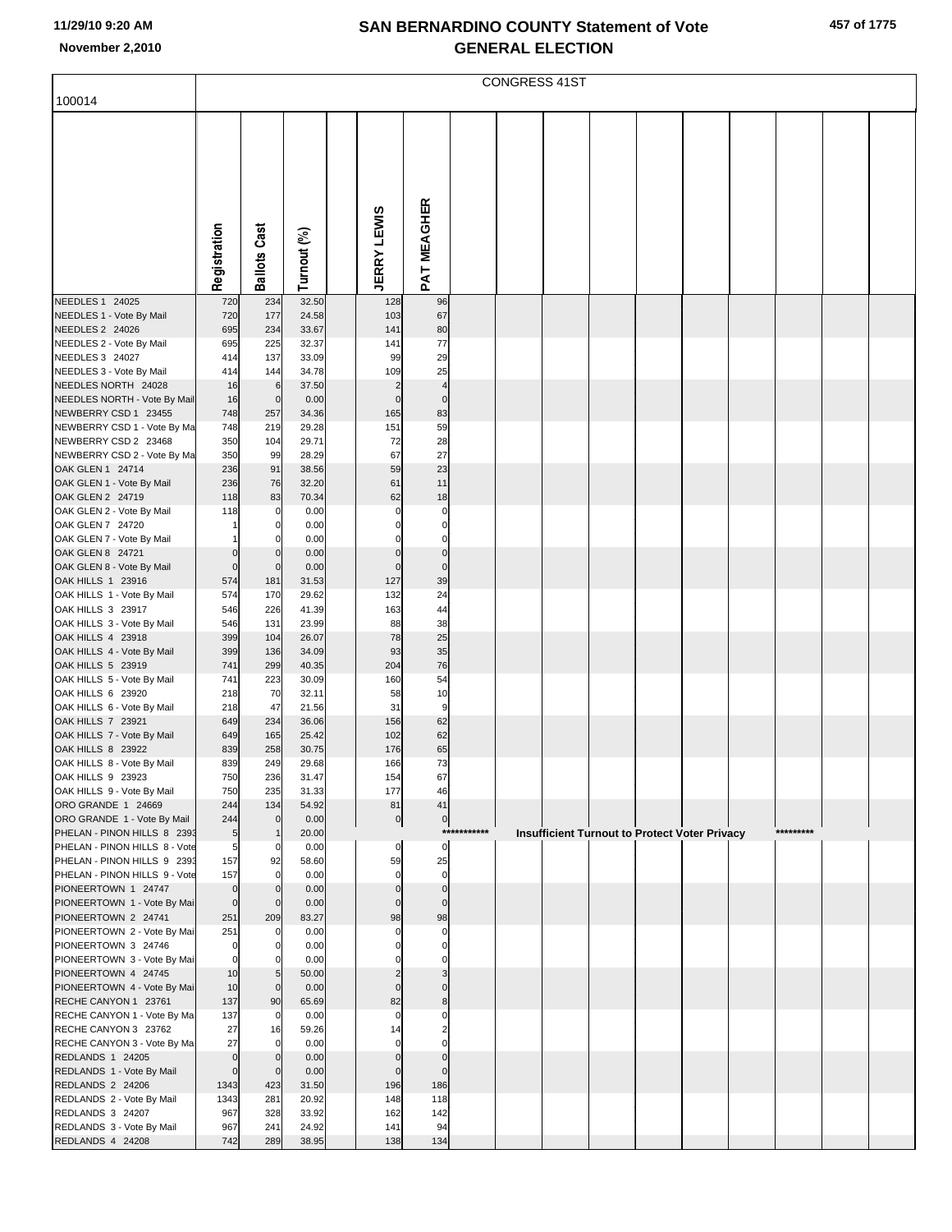# SAN BERNARDINO COUNTY Statement of Vote
## GENERAL ELECTION

11/29/10 9:20 AM
November 2,2010

CONGRESS 41ST

| 100014 | Registration | Ballots Cast | Turnout (%) | | JERRY LEWIS | PAT MEAGHER |
|---|---|---|---|---|---|---|
| NEEDLES 1 24025 | 720 | 234 | 32.50 | | 128 | 96 |
| NEEDLES 1 - Vote By Mail | 720 | 177 | 24.58 | | 103 | 67 |
| NEEDLES 2 24026 | 695 | 234 | 33.67 | | 141 | 80 |
| NEEDLES 2 - Vote By Mail | 695 | 225 | 32.37 | | 141 | 77 |
| NEEDLES 3 24027 | 414 | 137 | 33.09 | | 99 | 29 |
| NEEDLES 3 - Vote By Mail | 414 | 144 | 34.78 | | 109 | 25 |
| NEEDLES NORTH 24028 | 16 | 6 | 37.50 | | 2 | 4 |
| NEEDLES NORTH - Vote By Mail | 16 | 0 | 0.00 | | 0 | 0 |
| NEWBERRY CSD 1 23455 | 748 | 257 | 34.36 | | 165 | 83 |
| NEWBERRY CSD 1 - Vote By Ma | 748 | 219 | 29.28 | | 151 | 59 |
| NEWBERRY CSD 2 23468 | 350 | 104 | 29.71 | | 72 | 28 |
| NEWBERRY CSD 2 - Vote By Ma | 350 | 99 | 28.29 | | 67 | 27 |
| OAK GLEN 1 24714 | 236 | 91 | 38.56 | | 59 | 23 |
| OAK GLEN 1 - Vote By Mail | 236 | 76 | 32.20 | | 61 | 11 |
| OAK GLEN 2 24719 | 118 | 83 | 70.34 | | 62 | 18 |
| OAK GLEN 2 - Vote By Mail | 118 | 0 | 0.00 | | 0 | 0 |
| OAK GLEN 7 24720 | 1 | 0 | 0.00 | | 0 | 0 |
| OAK GLEN 7 - Vote By Mail | 1 | 0 | 0.00 | | 0 | 0 |
| OAK GLEN 8 24721 | 0 | 0 | 0.00 | | 0 | 0 |
| OAK GLEN 8 - Vote By Mail | 0 | 0 | 0.00 | | 0 | 0 |
| OAK HILLS 1 23916 | 574 | 181 | 31.53 | | 127 | 39 |
| OAK HILLS 1 - Vote By Mail | 574 | 170 | 29.62 | | 132 | 24 |
| OAK HILLS 3 23917 | 546 | 226 | 41.39 | | 163 | 44 |
| OAK HILLS 3 - Vote By Mail | 546 | 131 | 23.99 | | 88 | 38 |
| OAK HILLS 4 23918 | 399 | 104 | 26.07 | | 78 | 25 |
| OAK HILLS 4 - Vote By Mail | 399 | 136 | 34.09 | | 93 | 35 |
| OAK HILLS 5 23919 | 741 | 299 | 40.35 | | 204 | 76 |
| OAK HILLS 5 - Vote By Mail | 741 | 223 | 30.09 | | 160 | 54 |
| OAK HILLS 6 23920 | 218 | 70 | 32.11 | | 58 | 10 |
| OAK HILLS 6 - Vote By Mail | 218 | 47 | 21.56 | | 31 | 9 |
| OAK HILLS 7 23921 | 649 | 234 | 36.06 | | 156 | 62 |
| OAK HILLS 7 - Vote By Mail | 649 | 165 | 25.42 | | 102 | 62 |
| OAK HILLS 8 23922 | 839 | 258 | 30.75 | | 176 | 65 |
| OAK HILLS 8 - Vote By Mail | 839 | 249 | 29.68 | | 166 | 73 |
| OAK HILLS 9 23923 | 750 | 236 | 31.47 | | 154 | 67 |
| OAK HILLS 9 - Vote By Mail | 750 | 235 | 31.33 | | 177 | 46 |
| ORO GRANDE 1 24669 | 244 | 134 | 54.92 | | 81 | 41 |
| ORO GRANDE 1 - Vote By Mail | 244 | 0 | 0.00 | | 0 | 0 |
| PHELAN - PINON HILLS 8 2393 | 5 | 1 | 20.00 | | | *********** Insufficient Turnout to Protect Voter Privacy ********* |
| PHELAN - PINON HILLS 8 - Vote | 5 | 0 | 0.00 | | 0 | 0 |
| PHELAN - PINON HILLS 9 2393 | 157 | 92 | 58.60 | | 59 | 25 |
| PHELAN - PINON HILLS 9 - Vote | 157 | 0 | 0.00 | | 0 | 0 |
| PIONEERTOWN 1 24747 | 0 | 0 | 0.00 | | 0 | 0 |
| PIONEERTOWN 1 - Vote By Mai | 0 | 0 | 0.00 | | 0 | 0 |
| PIONEERTOWN 2 24741 | 251 | 209 | 83.27 | | 98 | 98 |
| PIONEERTOWN 2 - Vote By Mai | 251 | 0 | 0.00 | | 0 | 0 |
| PIONEERTOWN 3 24746 | 0 | 0 | 0.00 | | 0 | 0 |
| PIONEERTOWN 3 - Vote By Mai | 0 | 0 | 0.00 | | 0 | 0 |
| PIONEERTOWN 4 24745 | 10 | 5 | 50.00 | | 2 | 3 |
| PIONEERTOWN 4 - Vote By Mai | 10 | 0 | 0.00 | | 0 | 0 |
| RECHE CANYON 1 23761 | 137 | 90 | 65.69 | | 82 | 8 |
| RECHE CANYON 1 - Vote By Ma | 137 | 0 | 0.00 | | 0 | 0 |
| RECHE CANYON 3 23762 | 27 | 16 | 59.26 | | 14 | 2 |
| RECHE CANYON 3 - Vote By Ma | 27 | 0 | 0.00 | | 0 | 0 |
| REDLANDS 1 24205 | 0 | 0 | 0.00 | | 0 | 0 |
| REDLANDS 1 - Vote By Mail | 0 | 0 | 0.00 | | 0 | 0 |
| REDLANDS 2 24206 | 1343 | 423 | 31.50 | | 196 | 186 |
| REDLANDS 2 - Vote By Mail | 1343 | 281 | 20.92 | | 148 | 118 |
| REDLANDS 3 24207 | 967 | 328 | 33.92 | | 162 | 142 |
| REDLANDS 3 - Vote By Mail | 967 | 241 | 24.92 | | 141 | 94 |
| REDLANDS 4 24208 | 742 | 289 | 38.95 | | 138 | 134 |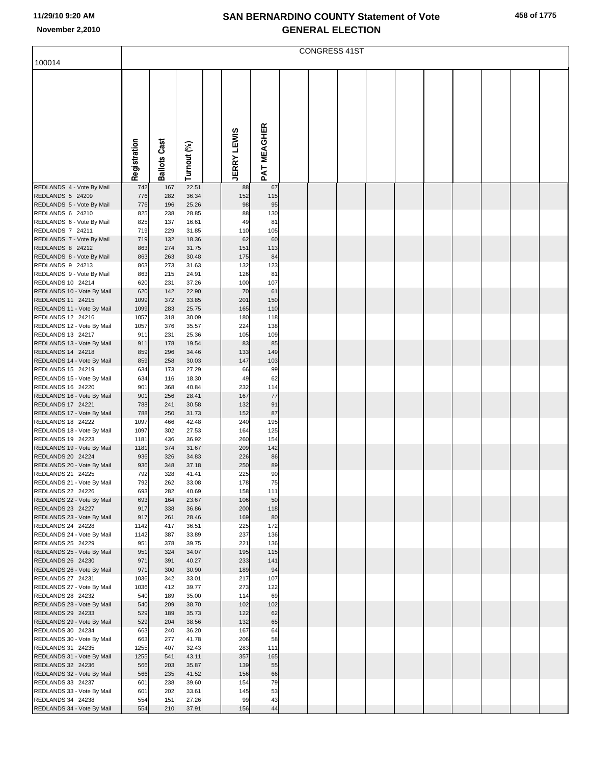# SAN BERNARDINO COUNTY Statement of Vote
## GENERAL ELECTION

11/29/10 9:20 AM

November 2,2010

CONGRESS 41ST

100014

| | Registration | Ballots Cast | Turnout (%) | JERRY LEWIS | PAT MEAGHER |
|---|---|---|---|---|---|
| REDLANDS 4 - Vote By Mail | 742 | 167 | 22.51 | 88 | 67 |
| REDLANDS 5 24209 | 776 | 282 | 36.34 | 152 | 115 |
| REDLANDS 5 - Vote By Mail | 776 | 196 | 25.26 | 98 | 95 |
| REDLANDS 6 24210 | 825 | 238 | 28.85 | 88 | 130 |
| REDLANDS 6 - Vote By Mail | 825 | 137 | 16.61 | 49 | 81 |
| REDLANDS 7 24211 | 719 | 229 | 31.85 | 110 | 105 |
| REDLANDS 7 - Vote By Mail | 719 | 132 | 18.36 | 62 | 60 |
| REDLANDS 8 24212 | 863 | 274 | 31.75 | 151 | 113 |
| REDLANDS 8 - Vote By Mail | 863 | 263 | 30.48 | 175 | 84 |
| REDLANDS 9 24213 | 863 | 273 | 31.63 | 132 | 123 |
| REDLANDS 9 - Vote By Mail | 863 | 215 | 24.91 | 126 | 81 |
| REDLANDS 10 24214 | 620 | 231 | 37.26 | 100 | 107 |
| REDLANDS 10 - Vote By Mail | 620 | 142 | 22.90 | 70 | 61 |
| REDLANDS 11 24215 | 1099 | 372 | 33.85 | 201 | 150 |
| REDLANDS 11 - Vote By Mail | 1099 | 283 | 25.75 | 165 | 110 |
| REDLANDS 12 24216 | 1057 | 318 | 30.09 | 180 | 118 |
| REDLANDS 12 - Vote By Mail | 1057 | 376 | 35.57 | 224 | 138 |
| REDLANDS 13 24217 | 911 | 231 | 25.36 | 105 | 109 |
| REDLANDS 13 - Vote By Mail | 911 | 178 | 19.54 | 83 | 85 |
| REDLANDS 14 24218 | 859 | 296 | 34.46 | 133 | 149 |
| REDLANDS 14 - Vote By Mail | 859 | 258 | 30.03 | 147 | 103 |
| REDLANDS 15 24219 | 634 | 173 | 27.29 | 66 | 99 |
| REDLANDS 15 - Vote By Mail | 634 | 116 | 18.30 | 49 | 62 |
| REDLANDS 16 24220 | 901 | 368 | 40.84 | 232 | 114 |
| REDLANDS 16 - Vote By Mail | 901 | 256 | 28.41 | 167 | 77 |
| REDLANDS 17 24221 | 788 | 241 | 30.58 | 132 | 91 |
| REDLANDS 17 - Vote By Mail | 788 | 250 | 31.73 | 152 | 87 |
| REDLANDS 18 24222 | 1097 | 466 | 42.48 | 240 | 195 |
| REDLANDS 18 - Vote By Mail | 1097 | 302 | 27.53 | 164 | 125 |
| REDLANDS 19 24223 | 1181 | 436 | 36.92 | 260 | 154 |
| REDLANDS 19 - Vote By Mail | 1181 | 374 | 31.67 | 209 | 142 |
| REDLANDS 20 24224 | 936 | 326 | 34.83 | 226 | 86 |
| REDLANDS 20 - Vote By Mail | 936 | 348 | 37.18 | 250 | 89 |
| REDLANDS 21 24225 | 792 | 328 | 41.41 | 225 | 90 |
| REDLANDS 21 - Vote By Mail | 792 | 262 | 33.08 | 178 | 75 |
| REDLANDS 22 24226 | 693 | 282 | 40.69 | 158 | 111 |
| REDLANDS 22 - Vote By Mail | 693 | 164 | 23.67 | 106 | 50 |
| REDLANDS 23 24227 | 917 | 338 | 36.86 | 200 | 118 |
| REDLANDS 23 - Vote By Mail | 917 | 261 | 28.46 | 169 | 80 |
| REDLANDS 24 24228 | 1142 | 417 | 36.51 | 225 | 172 |
| REDLANDS 24 - Vote By Mail | 1142 | 387 | 33.89 | 237 | 136 |
| REDLANDS 25 24229 | 951 | 378 | 39.75 | 221 | 136 |
| REDLANDS 25 - Vote By Mail | 951 | 324 | 34.07 | 195 | 115 |
| REDLANDS 26 24230 | 971 | 391 | 40.27 | 233 | 141 |
| REDLANDS 26 - Vote By Mail | 971 | 300 | 30.90 | 189 | 94 |
| REDLANDS 27 24231 | 1036 | 342 | 33.01 | 217 | 107 |
| REDLANDS 27 - Vote By Mail | 1036 | 412 | 39.77 | 273 | 122 |
| REDLANDS 28 24232 | 540 | 189 | 35.00 | 114 | 69 |
| REDLANDS 28 - Vote By Mail | 540 | 209 | 38.70 | 102 | 102 |
| REDLANDS 29 24233 | 529 | 189 | 35.73 | 122 | 62 |
| REDLANDS 29 - Vote By Mail | 529 | 204 | 38.56 | 132 | 65 |
| REDLANDS 30 24234 | 663 | 240 | 36.20 | 167 | 64 |
| REDLANDS 30 - Vote By Mail | 663 | 277 | 41.78 | 206 | 58 |
| REDLANDS 31 24235 | 1255 | 407 | 32.43 | 283 | 111 |
| REDLANDS 31 - Vote By Mail | 1255 | 541 | 43.11 | 357 | 165 |
| REDLANDS 32 24236 | 566 | 203 | 35.87 | 139 | 55 |
| REDLANDS 32 - Vote By Mail | 566 | 235 | 41.52 | 156 | 66 |
| REDLANDS 33 24237 | 601 | 238 | 39.60 | 154 | 79 |
| REDLANDS 33 - Vote By Mail | 601 | 202 | 33.61 | 145 | 53 |
| REDLANDS 34 24238 | 554 | 151 | 27.26 | 99 | 43 |
| REDLANDS 34 - Vote By Mail | 554 | 210 | 37.91 | 156 | 44 |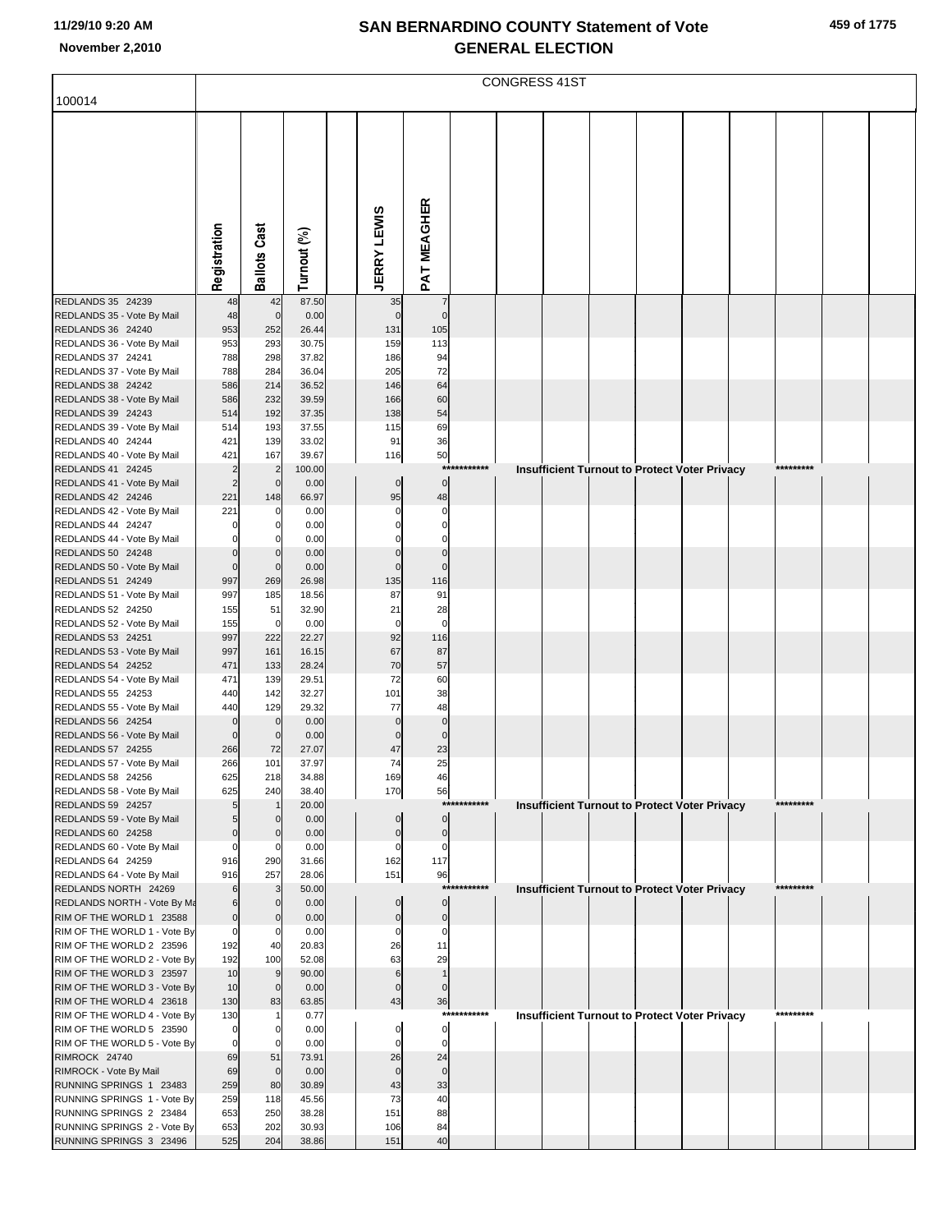# SAN BERNARDINO COUNTY Statement of Vote
# GENERAL ELECTION

11/29/10 9:20 AM

November 2,2010

CONGRESS 41ST

100014

| | Registration | Ballots Cast | Turnout (%) | | JERRY LEWIS | PAT MEAGHER |
|---|---|---|---|---|---|---|
| REDLANDS 35 24239 | 48 | 42 | 87.50 | | 35 | 7 |
| REDLANDS 35 - Vote By Mail | 48 | 0 | 0.00 | | 0 | 0 |
| REDLANDS 36 24240 | 953 | 252 | 26.44 | | 131 | 105 |
| REDLANDS 36 - Vote By Mail | 953 | 293 | 30.75 | | 159 | 113 |
| REDLANDS 37 24241 | 788 | 298 | 37.82 | | 186 | 94 |
| REDLANDS 37 - Vote By Mail | 788 | 284 | 36.04 | | 205 | 72 |
| REDLANDS 38 24242 | 586 | 214 | 36.52 | | 146 | 64 |
| REDLANDS 38 - Vote By Mail | 586 | 232 | 39.59 | | 166 | 60 |
| REDLANDS 39 24243 | 514 | 192 | 37.35 | | 138 | 54 |
| REDLANDS 39 - Vote By Mail | 514 | 193 | 37.55 | | 115 | 69 |
| REDLANDS 40 24244 | 421 | 139 | 33.02 | | 91 | 36 |
| REDLANDS 40 - Vote By Mail | 421 | 167 | 39.67 | | 116 | 50 |
| REDLANDS 41 24245 | 2 | 2 | 100.00 | | *********** Insufficient Turnout to Protect Voter Privacy ********* | |
| REDLANDS 41 - Vote By Mail | 2 | 0 | 0.00 | | 0 | 0 |
| REDLANDS 42 24246 | 221 | 148 | 66.97 | | 95 | 48 |
| REDLANDS 42 - Vote By Mail | 221 | 0 | 0.00 | | 0 | 0 |
| REDLANDS 44 24247 | 0 | 0 | 0.00 | | 0 | 0 |
| REDLANDS 44 - Vote By Mail | 0 | 0 | 0.00 | | 0 | 0 |
| REDLANDS 50 24248 | 0 | 0 | 0.00 | | 0 | 0 |
| REDLANDS 50 - Vote By Mail | 0 | 0 | 0.00 | | 0 | 0 |
| REDLANDS 51 24249 | 997 | 269 | 26.98 | | 135 | 116 |
| REDLANDS 51 - Vote By Mail | 997 | 185 | 18.56 | | 87 | 91 |
| REDLANDS 52 24250 | 155 | 51 | 32.90 | | 21 | 28 |
| REDLANDS 52 - Vote By Mail | 155 | 0 | 0.00 | | 0 | 0 |
| REDLANDS 53 24251 | 997 | 222 | 22.27 | | 92 | 116 |
| REDLANDS 53 - Vote By Mail | 997 | 161 | 16.15 | | 67 | 87 |
| REDLANDS 54 24252 | 471 | 133 | 28.24 | | 70 | 57 |
| REDLANDS 54 - Vote By Mail | 471 | 139 | 29.51 | | 72 | 60 |
| REDLANDS 55 24253 | 440 | 142 | 32.27 | | 101 | 38 |
| REDLANDS 55 - Vote By Mail | 440 | 129 | 29.32 | | 77 | 48 |
| REDLANDS 56 24254 | 0 | 0 | 0.00 | | 0 | 0 |
| REDLANDS 56 - Vote By Mail | 0 | 0 | 0.00 | | 0 | 0 |
| REDLANDS 57 24255 | 266 | 72 | 27.07 | | 47 | 23 |
| REDLANDS 57 - Vote By Mail | 266 | 101 | 37.97 | | 74 | 25 |
| REDLANDS 58 24256 | 625 | 218 | 34.88 | | 169 | 46 |
| REDLANDS 58 - Vote By Mail | 625 | 240 | 38.40 | | 170 | 56 |
| REDLANDS 59 24257 | 5 | 1 | 20.00 | | *********** Insufficient Turnout to Protect Voter Privacy ********* | |
| REDLANDS 59 - Vote By Mail | 5 | 0 | 0.00 | | 0 | 0 |
| REDLANDS 60 24258 | 0 | 0 | 0.00 | | 0 | 0 |
| REDLANDS 60 - Vote By Mail | 0 | 0 | 0.00 | | 0 | 0 |
| REDLANDS 64 24259 | 916 | 290 | 31.66 | | 162 | 117 |
| REDLANDS 64 - Vote By Mail | 916 | 257 | 28.06 | | 151 | 96 |
| REDLANDS NORTH 24269 | 6 | 3 | 50.00 | | *********** Insufficient Turnout to Protect Voter Privacy ********* | |
| REDLANDS NORTH - Vote By Ma | 6 | 0 | 0.00 | | 0 | 0 |
| RIM OF THE WORLD 1 23588 | 0 | 0 | 0.00 | | 0 | 0 |
| RIM OF THE WORLD 1 - Vote By | 0 | 0 | 0.00 | | 0 | 0 |
| RIM OF THE WORLD 2 23596 | 192 | 40 | 20.83 | | 26 | 11 |
| RIM OF THE WORLD 2 - Vote By | 192 | 100 | 52.08 | | 63 | 29 |
| RIM OF THE WORLD 3 23597 | 10 | 9 | 90.00 | | 6 | 1 |
| RIM OF THE WORLD 3 - Vote By | 10 | 0 | 0.00 | | 0 | 0 |
| RIM OF THE WORLD 4 23618 | 130 | 83 | 63.85 | | 43 | 36 |
| RIM OF THE WORLD 4 - Vote By | 130 | 1 | 0.77 | | *********** Insufficient Turnout to Protect Voter Privacy ********* | |
| RIM OF THE WORLD 5 23590 | 0 | 0 | 0.00 | | 0 | 0 |
| RIM OF THE WORLD 5 - Vote By | 0 | 0 | 0.00 | | 0 | 0 |
| RIMROCK 24740 | 69 | 51 | 73.91 | | 26 | 24 |
| RIMROCK - Vote By Mail | 69 | 0 | 0.00 | | 0 | 0 |
| RUNNING SPRINGS 1 23483 | 259 | 80 | 30.89 | | 43 | 33 |
| RUNNING SPRINGS 1 - Vote By | 259 | 118 | 45.56 | | 73 | 40 |
| RUNNING SPRINGS 2 23484 | 653 | 250 | 38.28 | | 151 | 88 |
| RUNNING SPRINGS 2 - Vote By | 653 | 202 | 30.93 | | 106 | 84 |
| RUNNING SPRINGS 3 23496 | 525 | 204 | 38.86 | | 151 | 40 |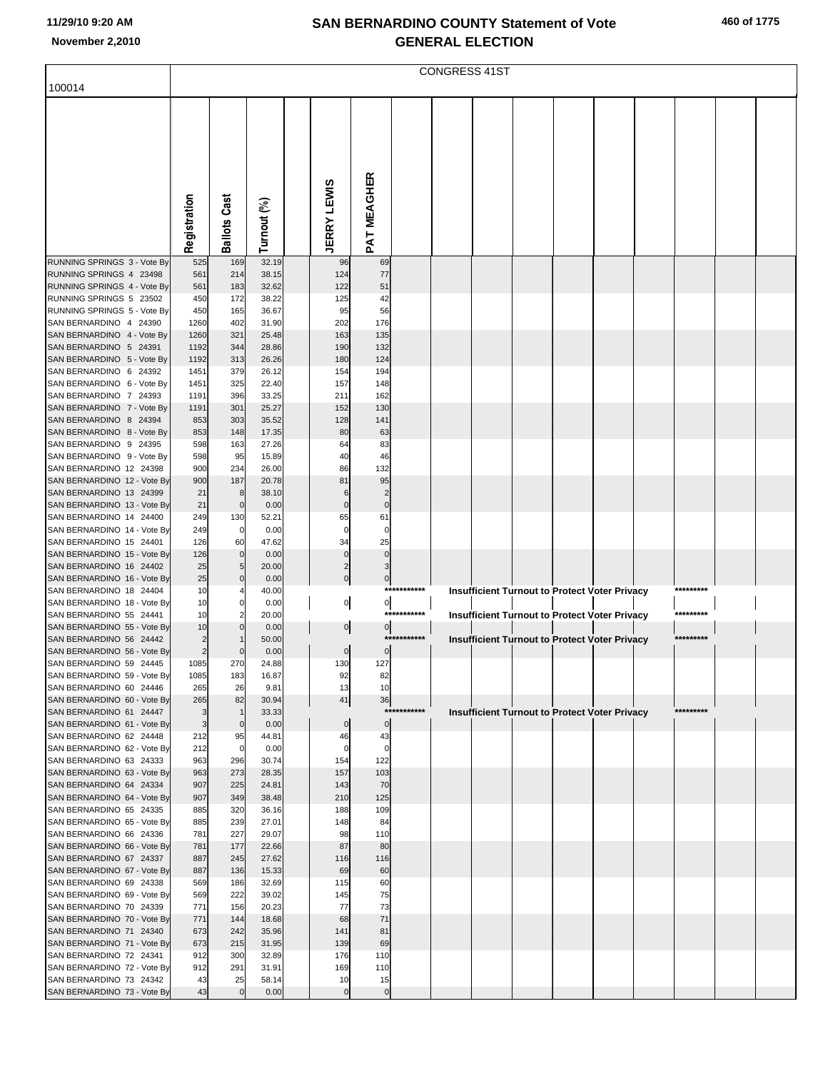# SAN BERNARDINO COUNTY Statement of Vote
## GENERAL ELECTION

11/29/10 9:20 AM
November 2,2010

CONGRESS 41ST

100014

| | Registration | Ballots Cast | Turnout (%) | | JERRY LEWIS | PAT MEAGHER | | | | | | | | | | |
|---|---|---|---|---|---|---|---|---|---|---|---|---|---|---|---|---|
| RUNNING SPRINGS 3 - Vote By | 525 | 169 | 32.19 | | 96 | 69 | | | | | | | | | | |
| RUNNING SPRINGS 4 23498 | 561 | 214 | 38.15 | | 124 | 77 | | | | | | | | | | |
| RUNNING SPRINGS 4 - Vote By | 561 | 183 | 32.62 | | 122 | 51 | | | | | | | | | | |
| RUNNING SPRINGS 5 23502 | 450 | 172 | 38.22 | | 125 | 42 | | | | | | | | | | |
| RUNNING SPRINGS 5 - Vote By | 450 | 165 | 36.67 | | 95 | 56 | | | | | | | | | | |
| SAN BERNARDINO 4 24390 | 1260 | 402 | 31.90 | | 202 | 176 | | | | | | | | | | |
| SAN BERNARDINO 4 - Vote By | 1260 | 321 | 25.48 | | 163 | 135 | | | | | | | | | | |
| SAN BERNARDINO 5 24391 | 1192 | 344 | 28.86 | | 190 | 132 | | | | | | | | | | |
| SAN BERNARDINO 5 - Vote By | 1192 | 313 | 26.26 | | 180 | 124 | | | | | | | | | | |
| SAN BERNARDINO 6 24392 | 1451 | 379 | 26.12 | | 154 | 194 | | | | | | | | | | |
| SAN BERNARDINO 6 - Vote By | 1451 | 325 | 22.40 | | 157 | 148 | | | | | | | | | | |
| SAN BERNARDINO 7 24393 | 1191 | 396 | 33.25 | | 211 | 162 | | | | | | | | | | |
| SAN BERNARDINO 7 - Vote By | 1191 | 301 | 25.27 | | 152 | 130 | | | | | | | | | | |
| SAN BERNARDINO 8 24394 | 853 | 303 | 35.52 | | 128 | 141 | | | | | | | | | | |
| SAN BERNARDINO 8 - Vote By | 853 | 148 | 17.35 | | 80 | 63 | | | | | | | | | | |
| SAN BERNARDINO 9 24395 | 598 | 163 | 27.26 | | 64 | 83 | | | | | | | | | | |
| SAN BERNARDINO 9 - Vote By | 598 | 95 | 15.89 | | 40 | 46 | | | | | | | | | | |
| SAN BERNARDINO 12 24398 | 900 | 234 | 26.00 | | 86 | 132 | | | | | | | | | | |
| SAN BERNARDINO 12 - Vote By | 900 | 187 | 20.78 | | 81 | 95 | | | | | | | | | | |
| SAN BERNARDINO 13 24399 | 21 | 8 | 38.10 | | 6 | 2 | | | | | | | | | | |
| SAN BERNARDINO 13 - Vote By | 21 | 0 | 0.00 | | 0 | 0 | | | | | | | | | | |
| SAN BERNARDINO 14 24400 | 249 | 130 | 52.21 | | 65 | 61 | | | | | | | | | | |
| SAN BERNARDINO 14 - Vote By | 249 | 0 | 0.00 | | 0 | 0 | | | | | | | | | | |
| SAN BERNARDINO 15 24401 | 126 | 60 | 47.62 | | 34 | 25 | | | | | | | | | | |
| SAN BERNARDINO 15 - Vote By | 126 | 0 | 0.00 | | 0 | 0 | | | | | | | | | | |
| SAN BERNARDINO 16 24402 | 25 | 5 | 20.00 | | 2 | 3 | | | | | | | | | | |
| SAN BERNARDINO 16 - Vote By | 25 | 0 | 0.00 | | 0 | 0 | | | | | | | | | | |
| SAN BERNARDINO 18 24404 | 10 | 4 | 40.00 | | | | *********** | Insufficient Turnout to Protect Voter Privacy | | | | | | ********* | | |
| SAN BERNARDINO 18 - Vote By | 10 | 0 | 0.00 | | 0 | 0 | | | | | | | | | | |
| SAN BERNARDINO 55 24441 | 10 | 2 | 20.00 | | | | *********** | Insufficient Turnout to Protect Voter Privacy | | | | | | ********* | | |
| SAN BERNARDINO 55 - Vote By | 10 | 0 | 0.00 | | 0 | 0 | | | | | | | | | | |
| SAN BERNARDINO 56 24442 | 2 | 1 | 50.00 | | | | *********** | Insufficient Turnout to Protect Voter Privacy | | | | | | ********* | | |
| SAN BERNARDINO 56 - Vote By | 2 | 0 | 0.00 | | 0 | 0 | | | | | | | | | | |
| SAN BERNARDINO 59 24445 | 1085 | 270 | 24.88 | | 130 | 127 | | | | | | | | | | |
| SAN BERNARDINO 59 - Vote By | 1085 | 183 | 16.87 | | 92 | 82 | | | | | | | | | | |
| SAN BERNARDINO 60 24446 | 265 | 26 | 9.81 | | 13 | 10 | | | | | | | | | | |
| SAN BERNARDINO 60 - Vote By | 265 | 82 | 30.94 | | 41 | 36 | | | | | | | | | | |
| SAN BERNARDINO 61 24447 | 3 | 1 | 33.33 | | | | *********** | Insufficient Turnout to Protect Voter Privacy | | | | | | ********* | | |
| SAN BERNARDINO 61 - Vote By | 3 | 0 | 0.00 | | 0 | 0 | | | | | | | | | | |
| SAN BERNARDINO 62 24448 | 212 | 95 | 44.81 | | 46 | 43 | | | | | | | | | | |
| SAN BERNARDINO 62 - Vote By | 212 | 0 | 0.00 | | 0 | 0 | | | | | | | | | | |
| SAN BERNARDINO 63 24333 | 963 | 296 | 30.74 | | 154 | 122 | | | | | | | | | | |
| SAN BERNARDINO 63 - Vote By | 963 | 273 | 28.35 | | 157 | 103 | | | | | | | | | | |
| SAN BERNARDINO 64 24334 | 907 | 225 | 24.81 | | 143 | 70 | | | | | | | | | | |
| SAN BERNARDINO 64 - Vote By | 907 | 349 | 38.48 | | 210 | 125 | | | | | | | | | | |
| SAN BERNARDINO 65 24335 | 885 | 320 | 36.16 | | 188 | 109 | | | | | | | | | | |
| SAN BERNARDINO 65 - Vote By | 885 | 239 | 27.01 | | 148 | 84 | | | | | | | | | | |
| SAN BERNARDINO 66 24336 | 781 | 227 | 29.07 | | 98 | 110 | | | | | | | | | | |
| SAN BERNARDINO 66 - Vote By | 781 | 177 | 22.66 | | 87 | 80 | | | | | | | | | | |
| SAN BERNARDINO 67 24337 | 887 | 245 | 27.62 | | 116 | 116 | | | | | | | | | | |
| SAN BERNARDINO 67 - Vote By | 887 | 136 | 15.33 | | 69 | 60 | | | | | | | | | | |
| SAN BERNARDINO 69 24338 | 569 | 186 | 32.69 | | 115 | 60 | | | | | | | | | | |
| SAN BERNARDINO 69 - Vote By | 569 | 222 | 39.02 | | 145 | 75 | | | | | | | | | | |
| SAN BERNARDINO 70 24339 | 771 | 156 | 20.23 | | 77 | 73 | | | | | | | | | | |
| SAN BERNARDINO 70 - Vote By | 771 | 144 | 18.68 | | 68 | 71 | | | | | | | | | | |
| SAN BERNARDINO 71 24340 | 673 | 242 | 35.96 | | 141 | 81 | | | | | | | | | | |
| SAN BERNARDINO 71 - Vote By | 673 | 215 | 31.95 | | 139 | 69 | | | | | | | | | | |
| SAN BERNARDINO 72 24341 | 912 | 300 | 32.89 | | 176 | 110 | | | | | | | | | | |
| SAN BERNARDINO 72 - Vote By | 912 | 291 | 31.91 | | 169 | 110 | | | | | | | | | | |
| SAN BERNARDINO 73 24342 | 43 | 25 | 58.14 | | 10 | 15 | | | | | | | | | | |
| SAN BERNARDINO 73 - Vote By | 43 | 0 | 0.00 | | 0 | 0 | | | | | | | | | | |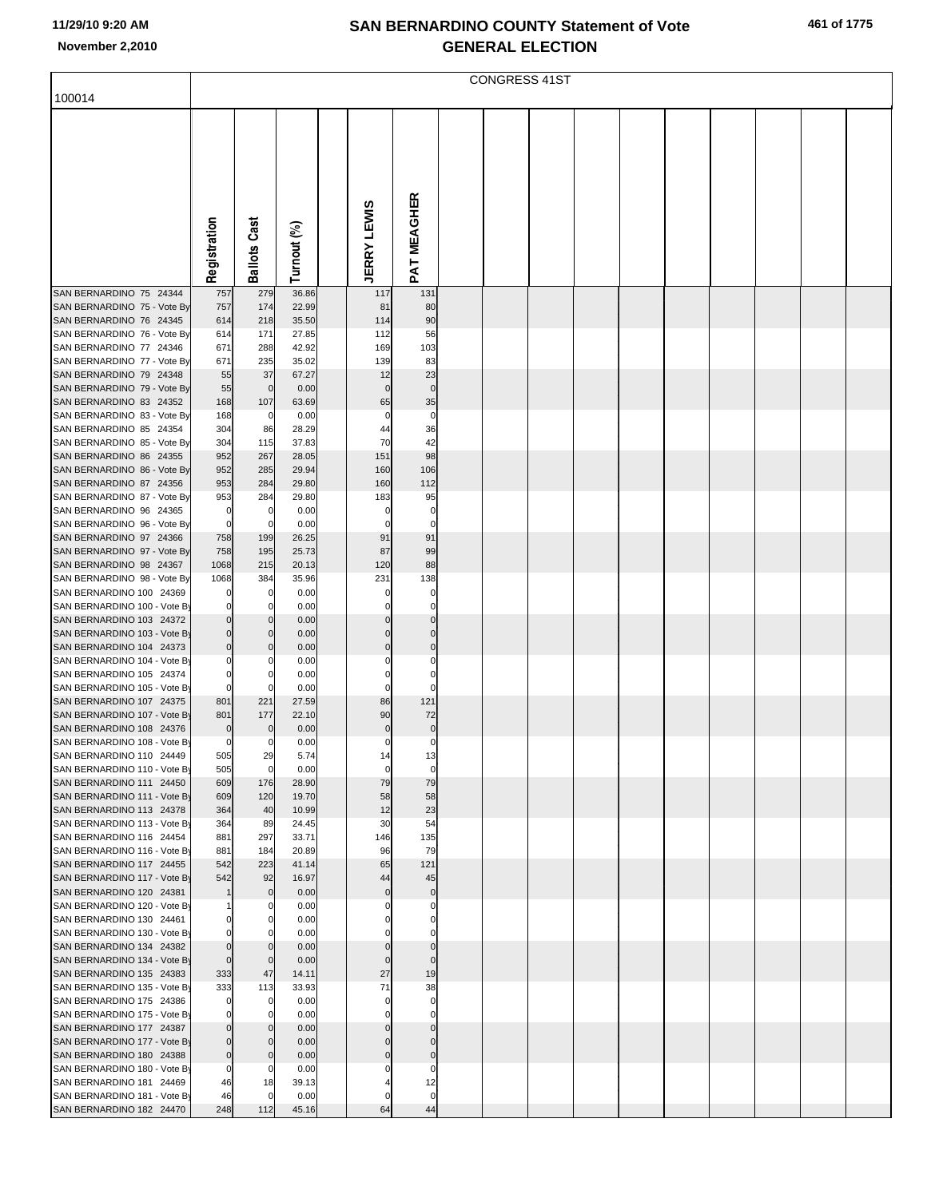# SAN BERNARDINO COUNTY Statement of Vote
## GENERAL ELECTION

November 2,2010

| 100014 | CONGRESS 41ST | | | | | |
|---|---|---|---|---|---|---|
| | Registration | Ballots Cast | Turnout (%) | | JERRY LEWIS | PAT MEAGHER |
| SAN BERNARDINO 75 24344 | 757 | 279 | 36.86 | | 117 | 131 |
| SAN BERNARDINO 75 - Vote By | 757 | 174 | 22.99 | | 81 | 80 |
| SAN BERNARDINO 76 24345 | 614 | 218 | 35.50 | | 114 | 90 |
| SAN BERNARDINO 76 - Vote By | 614 | 171 | 27.85 | | 112 | 56 |
| SAN BERNARDINO 77 24346 | 671 | 288 | 42.92 | | 169 | 103 |
| SAN BERNARDINO 77 - Vote By | 671 | 235 | 35.02 | | 139 | 83 |
| SAN BERNARDINO 79 24348 | 55 | 37 | 67.27 | | 12 | 23 |
| SAN BERNARDINO 79 - Vote By | 55 | 0 | 0.00 | | 0 | 0 |
| SAN BERNARDINO 83 24352 | 168 | 107 | 63.69 | | 65 | 35 |
| SAN BERNARDINO 83 - Vote By | 168 | 0 | 0.00 | | 0 | 0 |
| SAN BERNARDINO 85 24354 | 304 | 86 | 28.29 | | 44 | 36 |
| SAN BERNARDINO 85 - Vote By | 304 | 115 | 37.83 | | 70 | 42 |
| SAN BERNARDINO 86 24355 | 952 | 267 | 28.05 | | 151 | 98 |
| SAN BERNARDINO 86 - Vote By | 952 | 285 | 29.94 | | 160 | 106 |
| SAN BERNARDINO 87 24356 | 953 | 284 | 29.80 | | 160 | 112 |
| SAN BERNARDINO 87 - Vote By | 953 | 284 | 29.80 | | 183 | 95 |
| SAN BERNARDINO 96 24365 | 0 | 0 | 0.00 | | 0 | 0 |
| SAN BERNARDINO 96 - Vote By | 0 | 0 | 0.00 | | 0 | 0 |
| SAN BERNARDINO 97 24366 | 758 | 199 | 26.25 | | 91 | 91 |
| SAN BERNARDINO 97 - Vote By | 758 | 195 | 25.73 | | 87 | 99 |
| SAN BERNARDINO 98 24367 | 1068 | 215 | 20.13 | | 120 | 88 |
| SAN BERNARDINO 98 - Vote By | 1068 | 384 | 35.96 | | 231 | 138 |
| SAN BERNARDINO 100 24369 | 0 | 0 | 0.00 | | 0 | 0 |
| SAN BERNARDINO 100 - Vote By | 0 | 0 | 0.00 | | 0 | 0 |
| SAN BERNARDINO 103 24372 | 0 | 0 | 0.00 | | 0 | 0 |
| SAN BERNARDINO 103 - Vote By | 0 | 0 | 0.00 | | 0 | 0 |
| SAN BERNARDINO 104 24373 | 0 | 0 | 0.00 | | 0 | 0 |
| SAN BERNARDINO 104 - Vote By | 0 | 0 | 0.00 | | 0 | 0 |
| SAN BERNARDINO 105 24374 | 0 | 0 | 0.00 | | 0 | 0 |
| SAN BERNARDINO 105 - Vote By | 0 | 0 | 0.00 | | 0 | 0 |
| SAN BERNARDINO 107 24375 | 801 | 221 | 27.59 | | 86 | 121 |
| SAN BERNARDINO 107 - Vote By | 801 | 177 | 22.10 | | 90 | 72 |
| SAN BERNARDINO 108 24376 | 0 | 0 | 0.00 | | 0 | 0 |
| SAN BERNARDINO 108 - Vote By | 0 | 0 | 0.00 | | 0 | 0 |
| SAN BERNARDINO 110 24449 | 505 | 29 | 5.74 | | 14 | 13 |
| SAN BERNARDINO 110 - Vote By | 505 | 0 | 0.00 | | 0 | 0 |
| SAN BERNARDINO 111 24450 | 609 | 176 | 28.90 | | 79 | 79 |
| SAN BERNARDINO 111 - Vote By | 609 | 120 | 19.70 | | 58 | 58 |
| SAN BERNARDINO 113 24378 | 364 | 40 | 10.99 | | 12 | 23 |
| SAN BERNARDINO 113 - Vote By | 364 | 89 | 24.45 | | 30 | 54 |
| SAN BERNARDINO 116 24454 | 881 | 297 | 33.71 | | 146 | 135 |
| SAN BERNARDINO 116 - Vote By | 881 | 184 | 20.89 | | 96 | 79 |
| SAN BERNARDINO 117 24455 | 542 | 223 | 41.14 | | 65 | 121 |
| SAN BERNARDINO 117 - Vote By | 542 | 92 | 16.97 | | 44 | 45 |
| SAN BERNARDINO 120 24381 | 1 | 0 | 0.00 | | 0 | 0 |
| SAN BERNARDINO 120 - Vote By | 1 | 0 | 0.00 | | 0 | 0 |
| SAN BERNARDINO 130 24461 | 0 | 0 | 0.00 | | 0 | 0 |
| SAN BERNARDINO 130 - Vote By | 0 | 0 | 0.00 | | 0 | 0 |
| SAN BERNARDINO 134 24382 | 0 | 0 | 0.00 | | 0 | 0 |
| SAN BERNARDINO 134 - Vote By | 0 | 0 | 0.00 | | 0 | 0 |
| SAN BERNARDINO 135 24383 | 333 | 47 | 14.11 | | 27 | 19 |
| SAN BERNARDINO 135 - Vote By | 333 | 113 | 33.93 | | 71 | 38 |
| SAN BERNARDINO 175 24386 | 0 | 0 | 0.00 | | 0 | 0 |
| SAN BERNARDINO 175 - Vote By | 0 | 0 | 0.00 | | 0 | 0 |
| SAN BERNARDINO 177 24387 | 0 | 0 | 0.00 | | 0 | 0 |
| SAN BERNARDINO 177 - Vote By | 0 | 0 | 0.00 | | 0 | 0 |
| SAN BERNARDINO 180 24388 | 0 | 0 | 0.00 | | 0 | 0 |
| SAN BERNARDINO 180 - Vote By | 0 | 0 | 0.00 | | 0 | 0 |
| SAN BERNARDINO 181 24469 | 46 | 18 | 39.13 | | 4 | 12 |
| SAN BERNARDINO 181 - Vote By | 46 | 0 | 0.00 | | 0 | 0 |
| SAN BERNARDINO 182 24470 | 248 | 112 | 45.16 | | 64 | 44 |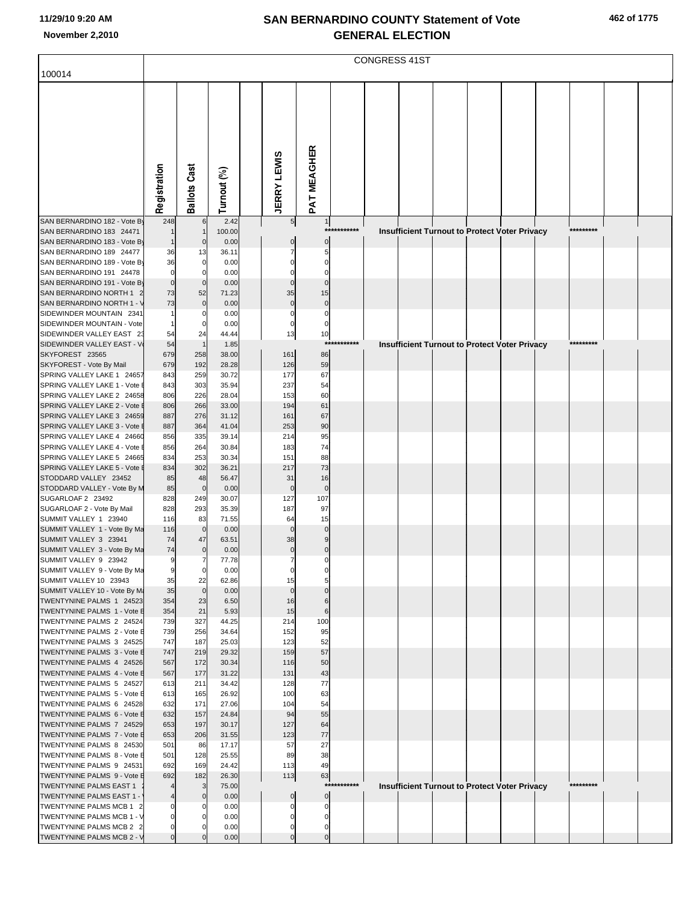# SAN BERNARDINO COUNTY Statement of Vote
# GENERAL ELECTION

11/29/10 9:20 AM
November 2,2010

CONGRESS 41ST

100014

| | Registration | Ballots Cast | Turnout (%) | JERRY LEWIS | PAT MEAGHER |
|---|---|---|---|---|---|
| SAN BERNARDINO 182 - Vote By | 248 | 6 | 2.42 | 5 | 1 |
| SAN BERNARDINO 183 24471 | 1 | 1 | 100.00 | *********** Insufficient Turnout to Protect Voter Privacy ********* | |
| SAN BERNARDINO 183 - Vote By | 1 | 0 | 0.00 | 0 | 0 |
| SAN BERNARDINO 189 24477 | 36 | 13 | 36.11 | 7 | 5 |
| SAN BERNARDINO 189 - Vote By | 36 | 0 | 0.00 | 0 | 0 |
| SAN BERNARDINO 191 24478 | 0 | 0 | 0.00 | 0 | 0 |
| SAN BERNARDINO 191 - Vote By | 0 | 0 | 0.00 | 0 | 0 |
| SAN BERNARDINO NORTH 1 2 | 73 | 52 | 71.23 | 35 | 15 |
| SAN BERNARDINO NORTH 1 - V | 73 | 0 | 0.00 | 0 | 0 |
| SIDEWINDER MOUNTAIN 2341 | 1 | 0 | 0.00 | 0 | 0 |
| SIDEWINDER MOUNTAIN - Vote | 1 | 0 | 0.00 | 0 | 0 |
| SIDEWINDER VALLEY EAST 23 | 54 | 24 | 44.44 | 13 | 10 |
| SIDEWINDER VALLEY EAST - Vo | 54 | 1 | 1.85 | *********** Insufficient Turnout to Protect Voter Privacy ********* | |
| SKYFOREST 23565 | 679 | 258 | 38.00 | 161 | 86 |
| SKYFOREST - Vote By Mail | 679 | 192 | 28.28 | 126 | 59 |
| SPRING VALLEY LAKE 1 24657 | 843 | 259 | 30.72 | 177 | 67 |
| SPRING VALLEY LAKE 1 - Vote B | 843 | 303 | 35.94 | 237 | 54 |
| SPRING VALLEY LAKE 2 24658 | 806 | 226 | 28.04 | 153 | 60 |
| SPRING VALLEY LAKE 2 - Vote B | 806 | 266 | 33.00 | 194 | 61 |
| SPRING VALLEY LAKE 3 24659 | 887 | 276 | 31.12 | 161 | 67 |
| SPRING VALLEY LAKE 3 - Vote B | 887 | 364 | 41.04 | 253 | 90 |
| SPRING VALLEY LAKE 4 24660 | 856 | 335 | 39.14 | 214 | 95 |
| SPRING VALLEY LAKE 4 - Vote B | 856 | 264 | 30.84 | 183 | 74 |
| SPRING VALLEY LAKE 5 24665 | 834 | 253 | 30.34 | 151 | 88 |
| SPRING VALLEY LAKE 5 - Vote B | 834 | 302 | 36.21 | 217 | 73 |
| STODDARD VALLEY 23452 | 85 | 48 | 56.47 | 31 | 16 |
| STODDARD VALLEY - Vote By M | 85 | 0 | 0.00 | 0 | 0 |
| SUGARLOAF 2 23492 | 828 | 249 | 30.07 | 127 | 107 |
| SUGARLOAF 2 - Vote By Mail | 828 | 293 | 35.39 | 187 | 97 |
| SUMMIT VALLEY 1 23940 | 116 | 83 | 71.55 | 64 | 15 |
| SUMMIT VALLEY 1 - Vote By Ma | 116 | 0 | 0.00 | 0 | 0 |
| SUMMIT VALLEY 3 23941 | 74 | 47 | 63.51 | 38 | 9 |
| SUMMIT VALLEY 3 - Vote By Ma | 74 | 0 | 0.00 | 0 | 0 |
| SUMMIT VALLEY 9 23942 | 9 | 7 | 77.78 | 7 | 0 |
| SUMMIT VALLEY 9 - Vote By Ma | 9 | 0 | 0.00 | 0 | 0 |
| SUMMIT VALLEY 10 23943 | 35 | 22 | 62.86 | 15 | 5 |
| SUMMIT VALLEY 10 - Vote By Ma | 35 | 0 | 0.00 | 0 | 0 |
| TWENTYNINE PALMS 1 24523 | 354 | 23 | 6.50 | 16 | 6 |
| TWENTYNINE PALMS 1 - Vote B | 354 | 21 | 5.93 | 15 | 6 |
| TWENTYNINE PALMS 2 24524 | 739 | 327 | 44.25 | 214 | 100 |
| TWENTYNINE PALMS 2 - Vote B | 739 | 256 | 34.64 | 152 | 95 |
| TWENTYNINE PALMS 3 24525 | 747 | 187 | 25.03 | 123 | 52 |
| TWENTYNINE PALMS 3 - Vote B | 747 | 219 | 29.32 | 159 | 57 |
| TWENTYNINE PALMS 4 24526 | 567 | 172 | 30.34 | 116 | 50 |
| TWENTYNINE PALMS 4 - Vote B | 567 | 177 | 31.22 | 131 | 43 |
| TWENTYNINE PALMS 5 24527 | 613 | 211 | 34.42 | 128 | 77 |
| TWENTYNINE PALMS 5 - Vote B | 613 | 165 | 26.92 | 100 | 63 |
| TWENTYNINE PALMS 6 24528 | 632 | 171 | 27.06 | 104 | 54 |
| TWENTYNINE PALMS 6 - Vote B | 632 | 157 | 24.84 | 94 | 55 |
| TWENTYNINE PALMS 7 24529 | 653 | 197 | 30.17 | 127 | 64 |
| TWENTYNINE PALMS 7 - Vote B | 653 | 206 | 31.55 | 123 | 77 |
| TWENTYNINE PALMS 8 24530 | 501 | 86 | 17.17 | 57 | 27 |
| TWENTYNINE PALMS 8 - Vote B | 501 | 128 | 25.55 | 89 | 38 |
| TWENTYNINE PALMS 9 24531 | 692 | 169 | 24.42 | 113 | 49 |
| TWENTYNINE PALMS 9 - Vote B | 692 | 182 | 26.30 | 113 | 63 |
| TWENTYNINE PALMS EAST 1 2 | 4 | 3 | 75.00 | *********** Insufficient Turnout to Protect Voter Privacy ********* | |
| TWENTYNINE PALMS EAST 1 - | 4 | 0 | 0.00 | 0 | 0 |
| TWENTYNINE PALMS MCB 1 2 | 0 | 0 | 0.00 | 0 | 0 |
| TWENTYNINE PALMS MCB 1 - V | 0 | 0 | 0.00 | 0 | 0 |
| TWENTYNINE PALMS MCB 2 2 | 0 | 0 | 0.00 | 0 | 0 |
| TWENTYNINE PALMS MCB 2 - V | 0 | 0 | 0.00 | 0 | 0 |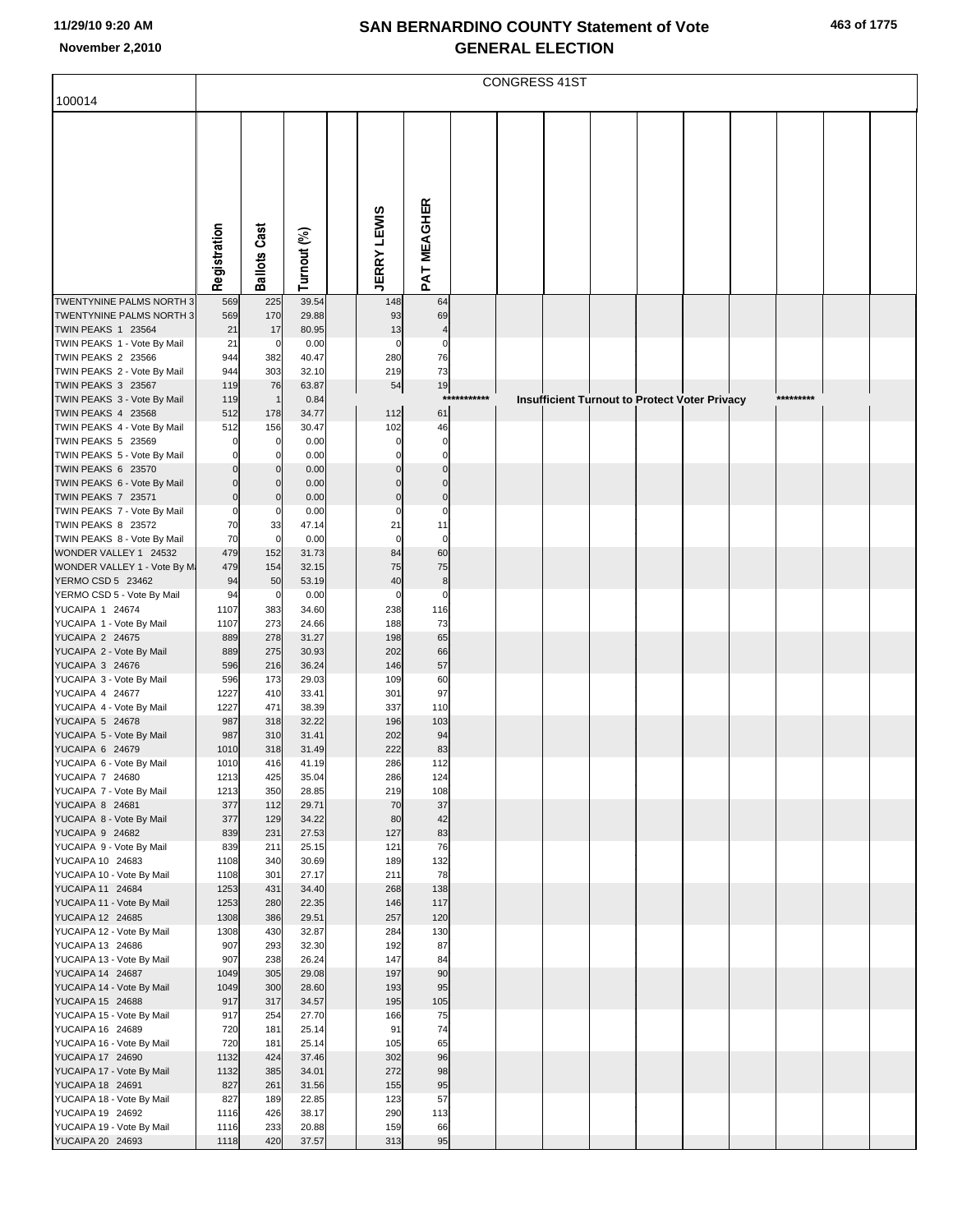# SAN BERNARDINO COUNTY Statement of Vote
## GENERAL ELECTION

11/29/10 9:20 AM
November 2,2010

100014 — CONGRESS 41ST

| | Registration | Ballots Cast | Turnout (%) | JERRY LEWIS | PAT MEAGHER |
|---|---|---|---|---|---|
| TWENTYNINE PALMS NORTH 3 | 569 | 225 | 39.54 | 148 | 64 |
| TWENTYNINE PALMS NORTH 3 | 569 | 170 | 29.88 | 93 | 69 |
| TWIN PEAKS 1 23564 | 21 | 17 | 80.95 | 13 | 4 |
| TWIN PEAKS 1 - Vote By Mail | 21 | 0 | 0.00 | 0 | 0 |
| TWIN PEAKS 2 23566 | 944 | 382 | 40.47 | 280 | 76 |
| TWIN PEAKS 2 - Vote By Mail | 944 | 303 | 32.10 | 219 | 73 |
| TWIN PEAKS 3 23567 | 119 | 76 | 63.87 | 54 | 19 |
| TWIN PEAKS 3 - Vote By Mail | 119 | 1 | 0.84 | *********** Insufficient Turnout to Protect Voter Privacy ********* | |
| TWIN PEAKS 4 23568 | 512 | 178 | 34.77 | 112 | 61 |
| TWIN PEAKS 4 - Vote By Mail | 512 | 156 | 30.47 | 102 | 46 |
| TWIN PEAKS 5 23569 | 0 | 0 | 0.00 | 0 | 0 |
| TWIN PEAKS 5 - Vote By Mail | 0 | 0 | 0.00 | 0 | 0 |
| TWIN PEAKS 6 23570 | 0 | 0 | 0.00 | 0 | 0 |
| TWIN PEAKS 6 - Vote By Mail | 0 | 0 | 0.00 | 0 | 0 |
| TWIN PEAKS 7 23571 | 0 | 0 | 0.00 | 0 | 0 |
| TWIN PEAKS 7 - Vote By Mail | 0 | 0 | 0.00 | 0 | 0 |
| TWIN PEAKS 8 23572 | 70 | 33 | 47.14 | 21 | 11 |
| TWIN PEAKS 8 - Vote By Mail | 70 | 0 | 0.00 | 0 | 0 |
| WONDER VALLEY 1 24532 | 479 | 152 | 31.73 | 84 | 60 |
| WONDER VALLEY 1 - Vote By Ma | 479 | 154 | 32.15 | 75 | 75 |
| YERMO CSD 5 23462 | 94 | 50 | 53.19 | 40 | 8 |
| YERMO CSD 5 - Vote By Mail | 94 | 0 | 0.00 | 0 | 0 |
| YUCAIPA 1 24674 | 1107 | 383 | 34.60 | 238 | 116 |
| YUCAIPA 1 - Vote By Mail | 1107 | 273 | 24.66 | 188 | 73 |
| YUCAIPA 2 24675 | 889 | 278 | 31.27 | 198 | 65 |
| YUCAIPA 2 - Vote By Mail | 889 | 275 | 30.93 | 202 | 66 |
| YUCAIPA 3 24676 | 596 | 216 | 36.24 | 146 | 57 |
| YUCAIPA 3 - Vote By Mail | 596 | 173 | 29.03 | 109 | 60 |
| YUCAIPA 4 24677 | 1227 | 410 | 33.41 | 301 | 97 |
| YUCAIPA 4 - Vote By Mail | 1227 | 471 | 38.39 | 337 | 110 |
| YUCAIPA 5 24678 | 987 | 318 | 32.22 | 196 | 103 |
| YUCAIPA 5 - Vote By Mail | 987 | 310 | 31.41 | 202 | 94 |
| YUCAIPA 6 24679 | 1010 | 318 | 31.49 | 222 | 83 |
| YUCAIPA 6 - Vote By Mail | 1010 | 416 | 41.19 | 286 | 112 |
| YUCAIPA 7 24680 | 1213 | 425 | 35.04 | 286 | 124 |
| YUCAIPA 7 - Vote By Mail | 1213 | 350 | 28.85 | 219 | 108 |
| YUCAIPA 8 24681 | 377 | 112 | 29.71 | 70 | 37 |
| YUCAIPA 8 - Vote By Mail | 377 | 129 | 34.22 | 80 | 42 |
| YUCAIPA 9 24682 | 839 | 231 | 27.53 | 127 | 83 |
| YUCAIPA 9 - Vote By Mail | 839 | 211 | 25.15 | 121 | 76 |
| YUCAIPA 10 24683 | 1108 | 340 | 30.69 | 189 | 132 |
| YUCAIPA 10 - Vote By Mail | 1108 | 301 | 27.17 | 211 | 78 |
| YUCAIPA 11 24684 | 1253 | 431 | 34.40 | 268 | 138 |
| YUCAIPA 11 - Vote By Mail | 1253 | 280 | 22.35 | 146 | 117 |
| YUCAIPA 12 24685 | 1308 | 386 | 29.51 | 257 | 120 |
| YUCAIPA 12 - Vote By Mail | 1308 | 430 | 32.87 | 284 | 130 |
| YUCAIPA 13 24686 | 907 | 293 | 32.30 | 192 | 87 |
| YUCAIPA 13 - Vote By Mail | 907 | 238 | 26.24 | 147 | 84 |
| YUCAIPA 14 24687 | 1049 | 305 | 29.08 | 197 | 90 |
| YUCAIPA 14 - Vote By Mail | 1049 | 300 | 28.60 | 193 | 95 |
| YUCAIPA 15 24688 | 917 | 317 | 34.57 | 195 | 105 |
| YUCAIPA 15 - Vote By Mail | 917 | 254 | 27.70 | 166 | 75 |
| YUCAIPA 16 24689 | 720 | 181 | 25.14 | 91 | 74 |
| YUCAIPA 16 - Vote By Mail | 720 | 181 | 25.14 | 105 | 65 |
| YUCAIPA 17 24690 | 1132 | 424 | 37.46 | 302 | 96 |
| YUCAIPA 17 - Vote By Mail | 1132 | 385 | 34.01 | 272 | 98 |
| YUCAIPA 18 24691 | 827 | 261 | 31.56 | 155 | 95 |
| YUCAIPA 18 - Vote By Mail | 827 | 189 | 22.85 | 123 | 57 |
| YUCAIPA 19 24692 | 1116 | 426 | 38.17 | 290 | 113 |
| YUCAIPA 19 - Vote By Mail | 1116 | 233 | 20.88 | 159 | 66 |
| YUCAIPA 20 24693 | 1118 | 420 | 37.57 | 313 | 95 |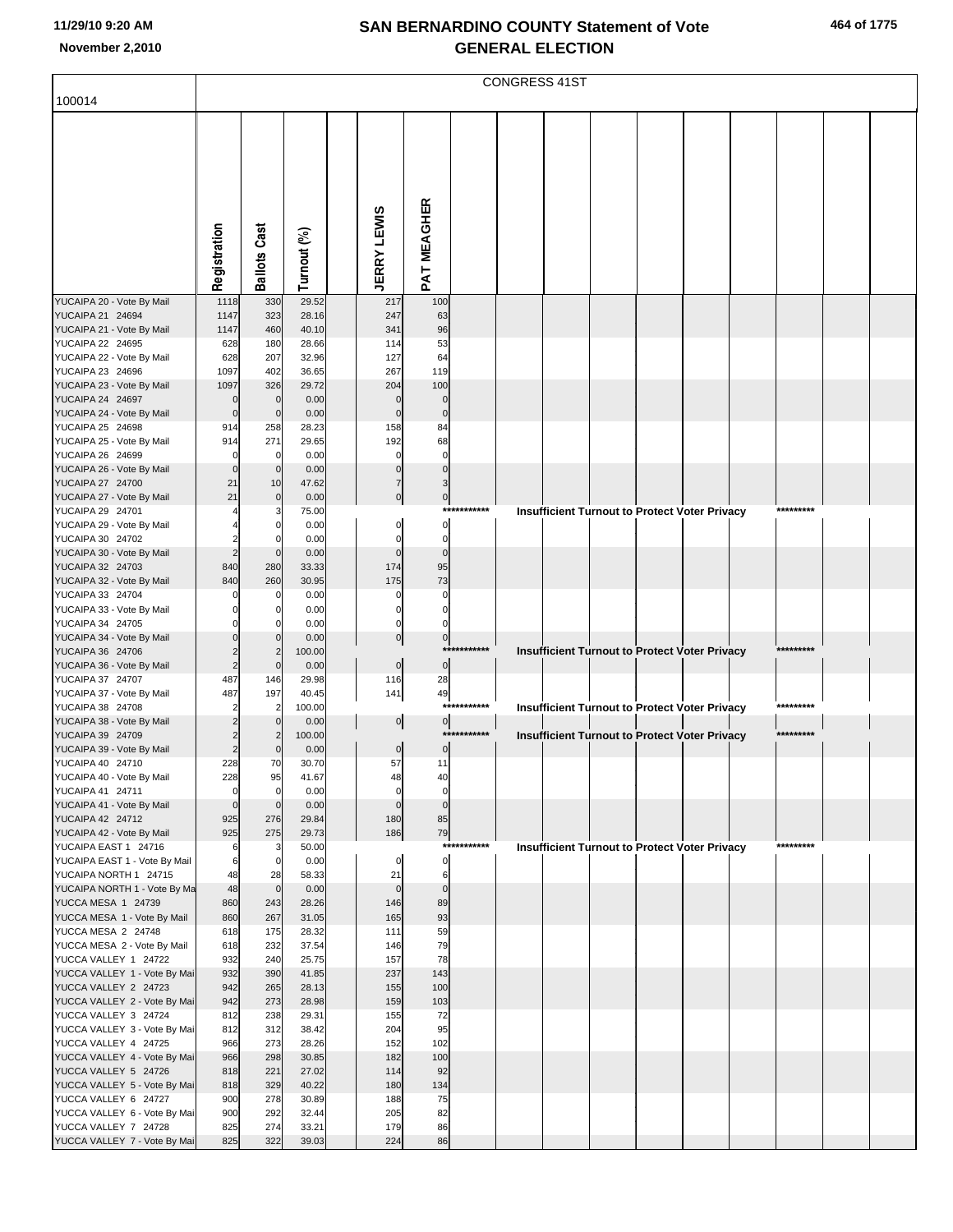# SAN BERNARDINO COUNTY Statement of Vote
## GENERAL ELECTION

11/29/10 9:20 AM
November 2,2010

CONGRESS 41ST

100014

| | Registration | Ballots Cast | Turnout (%) | | JERRY LEWIS | PAT MEAGHER | | | | | | | | | | |
|---|---|---|---|---|---|---|---|---|---|---|---|---|---|---|---|---|
| YUCAIPA 20 - Vote By Mail | 1118 | 330 | 29.52 | | 217 | 100 | | | | | | | | | | |
| YUCAIPA 21 24694 | 1147 | 323 | 28.16 | | 247 | 63 | | | | | | | | | | |
| YUCAIPA 21 - Vote By Mail | 1147 | 460 | 40.10 | | 341 | 96 | | | | | | | | | | |
| YUCAIPA 22 24695 | 628 | 180 | 28.66 | | 114 | 53 | | | | | | | | | | |
| YUCAIPA 22 - Vote By Mail | 628 | 207 | 32.96 | | 127 | 64 | | | | | | | | | | |
| YUCAIPA 23 24696 | 1097 | 402 | 36.65 | | 267 | 119 | | | | | | | | | | |
| YUCAIPA 23 - Vote By Mail | 1097 | 326 | 29.72 | | 204 | 100 | | | | | | | | | | |
| YUCAIPA 24 24697 | 0 | 0 | 0.00 | | 0 | 0 | | | | | | | | | | |
| YUCAIPA 24 - Vote By Mail | 0 | 0 | 0.00 | | 0 | 0 | | | | | | | | | | |
| YUCAIPA 25 24698 | 914 | 258 | 28.23 | | 158 | 84 | | | | | | | | | | |
| YUCAIPA 25 - Vote By Mail | 914 | 271 | 29.65 | | 192 | 68 | | | | | | | | | | |
| YUCAIPA 26 24699 | 0 | 0 | 0.00 | | 0 | 0 | | | | | | | | | | |
| YUCAIPA 26 - Vote By Mail | 0 | 0 | 0.00 | | 0 | 0 | | | | | | | | | | |
| YUCAIPA 27 24700 | 21 | 10 | 47.62 | | 7 | 3 | | | | | | | | | | |
| YUCAIPA 27 - Vote By Mail | 21 | 0 | 0.00 | | 0 | 0 | | | | | | | | | | |
| YUCAIPA 29 24701 | 4 | 3 | 75.00 | | | | *********** | Insufficient Turnout to Protect Voter Privacy | | | | | | ********* | | |
| YUCAIPA 29 - Vote By Mail | 4 | 0 | 0.00 | | 0 | 0 | | | | | | | | | | |
| YUCAIPA 30 24702 | 2 | 0 | 0.00 | | 0 | 0 | | | | | | | | | | |
| YUCAIPA 30 - Vote By Mail | 2 | 0 | 0.00 | | 0 | 0 | | | | | | | | | | |
| YUCAIPA 32 24703 | 840 | 280 | 33.33 | | 174 | 95 | | | | | | | | | | |
| YUCAIPA 32 - Vote By Mail | 840 | 260 | 30.95 | | 175 | 73 | | | | | | | | | | |
| YUCAIPA 33 24704 | 0 | 0 | 0.00 | | 0 | 0 | | | | | | | | | | |
| YUCAIPA 33 - Vote By Mail | 0 | 0 | 0.00 | | 0 | 0 | | | | | | | | | | |
| YUCAIPA 34 24705 | 0 | 0 | 0.00 | | 0 | 0 | | | | | | | | | | |
| YUCAIPA 34 - Vote By Mail | 0 | 0 | 0.00 | | 0 | 0 | | | | | | | | | | |
| YUCAIPA 36 24706 | 2 | 2 | 100.00 | | | | *********** | Insufficient Turnout to Protect Voter Privacy | | | | | | ********* | | |
| YUCAIPA 36 - Vote By Mail | 2 | 0 | 0.00 | | 0 | 0 | | | | | | | | | | |
| YUCAIPA 37 24707 | 487 | 146 | 29.98 | | 116 | 28 | | | | | | | | | | |
| YUCAIPA 37 - Vote By Mail | 487 | 197 | 40.45 | | 141 | 49 | | | | | | | | | | |
| YUCAIPA 38 24708 | 2 | 2 | 100.00 | | | | *********** | Insufficient Turnout to Protect Voter Privacy | | | | | | ********* | | |
| YUCAIPA 38 - Vote By Mail | 2 | 0 | 0.00 | | 0 | 0 | | | | | | | | | | |
| YUCAIPA 39 24709 | 2 | 2 | 100.00 | | | | *********** | Insufficient Turnout to Protect Voter Privacy | | | | | | ********* | | |
| YUCAIPA 39 - Vote By Mail | 2 | 0 | 0.00 | | 0 | 0 | | | | | | | | | | |
| YUCAIPA 40 24710 | 228 | 70 | 30.70 | | 57 | 11 | | | | | | | | | | |
| YUCAIPA 40 - Vote By Mail | 228 | 95 | 41.67 | | 48 | 40 | | | | | | | | | | |
| YUCAIPA 41 24711 | 0 | 0 | 0.00 | | 0 | 0 | | | | | | | | | | |
| YUCAIPA 41 - Vote By Mail | 0 | 0 | 0.00 | | 0 | 0 | | | | | | | | | | |
| YUCAIPA 42 24712 | 925 | 276 | 29.84 | | 180 | 85 | | | | | | | | | | |
| YUCAIPA 42 - Vote By Mail | 925 | 275 | 29.73 | | 186 | 79 | | | | | | | | | | |
| YUCAIPA EAST 1 24716 | 6 | 3 | 50.00 | | | | *********** | Insufficient Turnout to Protect Voter Privacy | | | | | | ********* | | |
| YUCAIPA EAST 1 - Vote By Mail | 6 | 0 | 0.00 | | 0 | 0 | | | | | | | | | | |
| YUCAIPA NORTH 1 24715 | 48 | 28 | 58.33 | | 21 | 6 | | | | | | | | | | |
| YUCAIPA NORTH 1 - Vote By Ma | 48 | 0 | 0.00 | | 0 | 0 | | | | | | | | | | |
| YUCCA MESA 1 24739 | 860 | 243 | 28.26 | | 146 | 89 | | | | | | | | | | |
| YUCCA MESA 1 - Vote By Mail | 860 | 267 | 31.05 | | 165 | 93 | | | | | | | | | | |
| YUCCA MESA 2 24748 | 618 | 175 | 28.32 | | 111 | 59 | | | | | | | | | | |
| YUCCA MESA 2 - Vote By Mail | 618 | 232 | 37.54 | | 146 | 79 | | | | | | | | | | |
| YUCCA VALLEY 1 24722 | 932 | 240 | 25.75 | | 157 | 78 | | | | | | | | | | |
| YUCCA VALLEY 1 - Vote By Mai | 932 | 390 | 41.85 | | 237 | 143 | | | | | | | | | | |
| YUCCA VALLEY 2 24723 | 942 | 265 | 28.13 | | 155 | 100 | | | | | | | | | | |
| YUCCA VALLEY 2 - Vote By Mai | 942 | 273 | 28.98 | | 159 | 103 | | | | | | | | | | |
| YUCCA VALLEY 3 24724 | 812 | 238 | 29.31 | | 155 | 72 | | | | | | | | | | |
| YUCCA VALLEY 3 - Vote By Mai | 812 | 312 | 38.42 | | 204 | 95 | | | | | | | | | | |
| YUCCA VALLEY 4 24725 | 966 | 273 | 28.26 | | 152 | 102 | | | | | | | | | | |
| YUCCA VALLEY 4 - Vote By Mai | 966 | 298 | 30.85 | | 182 | 100 | | | | | | | | | | |
| YUCCA VALLEY 5 24726 | 818 | 221 | 27.02 | | 114 | 92 | | | | | | | | | | |
| YUCCA VALLEY 5 - Vote By Mai | 818 | 329 | 40.22 | | 180 | 134 | | | | | | | | | | |
| YUCCA VALLEY 6 24727 | 900 | 278 | 30.89 | | 188 | 75 | | | | | | | | | | |
| YUCCA VALLEY 6 - Vote By Mai | 900 | 292 | 32.44 | | 205 | 82 | | | | | | | | | | |
| YUCCA VALLEY 7 24728 | 825 | 274 | 33.21 | | 179 | 86 | | | | | | | | | | |
| YUCCA VALLEY 7 - Vote By Mai | 825 | 322 | 39.03 | | 224 | 86 | | | | | | | | | | |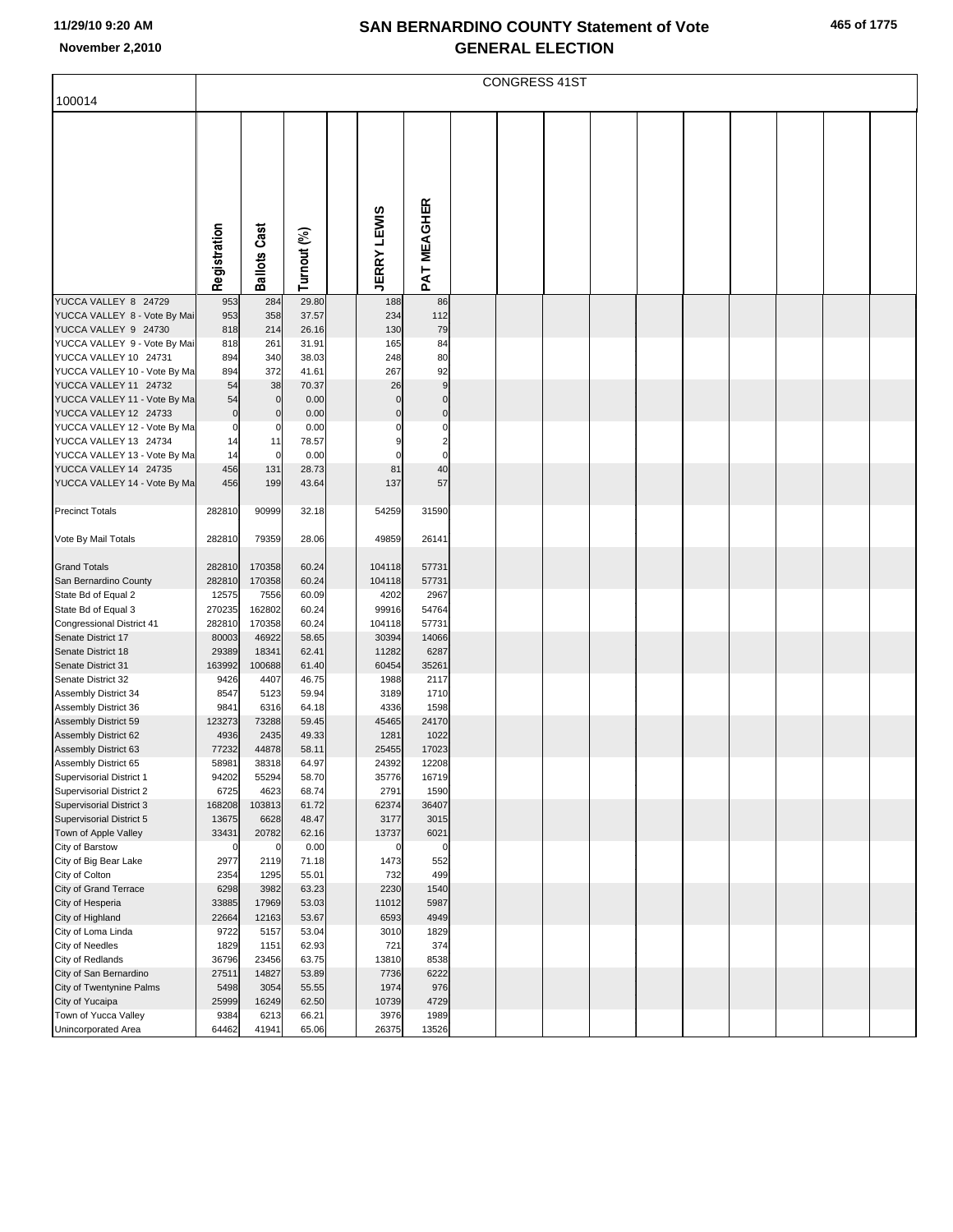# SAN BERNARDINO COUNTY Statement of Vote
## GENERAL ELECTION

11/29/10 9:20 AM
November 2,2010

100014

CONGRESS 41ST

| | Registration | Ballots Cast | Turnout (%) | | JERRY LEWIS | PAT MEAGHER |
|---|---|---|---|---|---|---|
| YUCCA VALLEY 8 24729 | 953 | 284 | 29.80 | | 188 | 86 |
| YUCCA VALLEY 8 - Vote By Mai | 953 | 358 | 37.57 | | 234 | 112 |
| YUCCA VALLEY 9 24730 | 818 | 214 | 26.16 | | 130 | 79 |
| YUCCA VALLEY 9 - Vote By Mai | 818 | 261 | 31.91 | | 165 | 84 |
| YUCCA VALLEY 10 24731 | 894 | 340 | 38.03 | | 248 | 80 |
| YUCCA VALLEY 10 - Vote By Ma | 894 | 372 | 41.61 | | 267 | 92 |
| YUCCA VALLEY 11 24732 | 54 | 38 | 70.37 | | 26 | 9 |
| YUCCA VALLEY 11 - Vote By Ma | 54 | 0 | 0.00 | | 0 | 0 |
| YUCCA VALLEY 12 24733 | 0 | 0 | 0.00 | | 0 | 0 |
| YUCCA VALLEY 12 - Vote By Ma | 0 | 0 | 0.00 | | 0 | 0 |
| YUCCA VALLEY 13 24734 | 14 | 11 | 78.57 | | 9 | 2 |
| YUCCA VALLEY 13 - Vote By Ma | 14 | 0 | 0.00 | | 0 | 0 |
| YUCCA VALLEY 14 24735 | 456 | 131 | 28.73 | | 81 | 40 |
| YUCCA VALLEY 14 - Vote By Ma | 456 | 199 | 43.64 | | 137 | 57 |
| Precinct Totals | 282810 | 90999 | 32.18 | | 54259 | 31590 |
| Vote By Mail Totals | 282810 | 79359 | 28.06 | | 49859 | 26141 |
| Grand Totals | 282810 | 170358 | 60.24 | | 104118 | 57731 |
| San Bernardino County | 282810 | 170358 | 60.24 | | 104118 | 57731 |
| State Bd of Equal 2 | 12575 | 7556 | 60.09 | | 4202 | 2967 |
| State Bd of Equal 3 | 270235 | 162802 | 60.24 | | 99916 | 54764 |
| Congressional District 41 | 282810 | 170358 | 60.24 | | 104118 | 57731 |
| Senate District 17 | 80003 | 46922 | 58.65 | | 30394 | 14066 |
| Senate District 18 | 29389 | 18341 | 62.41 | | 11282 | 6287 |
| Senate District 31 | 163992 | 100688 | 61.40 | | 60454 | 35261 |
| Senate District 32 | 9426 | 4407 | 46.75 | | 1988 | 2117 |
| Assembly District 34 | 8547 | 5123 | 59.94 | | 3189 | 1710 |
| Assembly District 36 | 9841 | 6316 | 64.18 | | 4336 | 1598 |
| Assembly District 59 | 123273 | 73288 | 59.45 | | 45465 | 24170 |
| Assembly District 62 | 4936 | 2435 | 49.33 | | 1281 | 1022 |
| Assembly District 63 | 77232 | 44878 | 58.11 | | 25455 | 17023 |
| Assembly District 65 | 58981 | 38318 | 64.97 | | 24392 | 12208 |
| Supervisorial District 1 | 94202 | 55294 | 58.70 | | 35776 | 16719 |
| Supervisorial District 2 | 6725 | 4623 | 68.74 | | 2791 | 1590 |
| Supervisorial District 3 | 168208 | 103813 | 61.72 | | 62374 | 36407 |
| Supervisorial District 5 | 13675 | 6628 | 48.47 | | 3177 | 3015 |
| Town of Apple Valley | 33431 | 20782 | 62.16 | | 13737 | 6021 |
| City of Barstow | 0 | 0 | 0.00 | | 0 | 0 |
| City of Big Bear Lake | 2977 | 2119 | 71.18 | | 1473 | 552 |
| City of Colton | 2354 | 1295 | 55.01 | | 732 | 499 |
| City of Grand Terrace | 6298 | 3982 | 63.23 | | 2230 | 1540 |
| City of Hesperia | 33885 | 17969 | 53.03 | | 11012 | 5987 |
| City of Highland | 22664 | 12163 | 53.67 | | 6593 | 4949 |
| City of Loma Linda | 9722 | 5157 | 53.04 | | 3010 | 1829 |
| City of Needles | 1829 | 1151 | 62.93 | | 721 | 374 |
| City of Redlands | 36796 | 23456 | 63.75 | | 13810 | 8538 |
| City of San Bernardino | 27511 | 14827 | 53.89 | | 7736 | 6222 |
| City of Twentynine Palms | 5498 | 3054 | 55.55 | | 1974 | 976 |
| City of Yucaipa | 25999 | 16249 | 62.50 | | 10739 | 4729 |
| Town of Yucca Valley | 9384 | 6213 | 66.21 | | 3976 | 1989 |
| Unincorporated Area | 64462 | 41941 | 65.06 | | 26375 | 13526 |